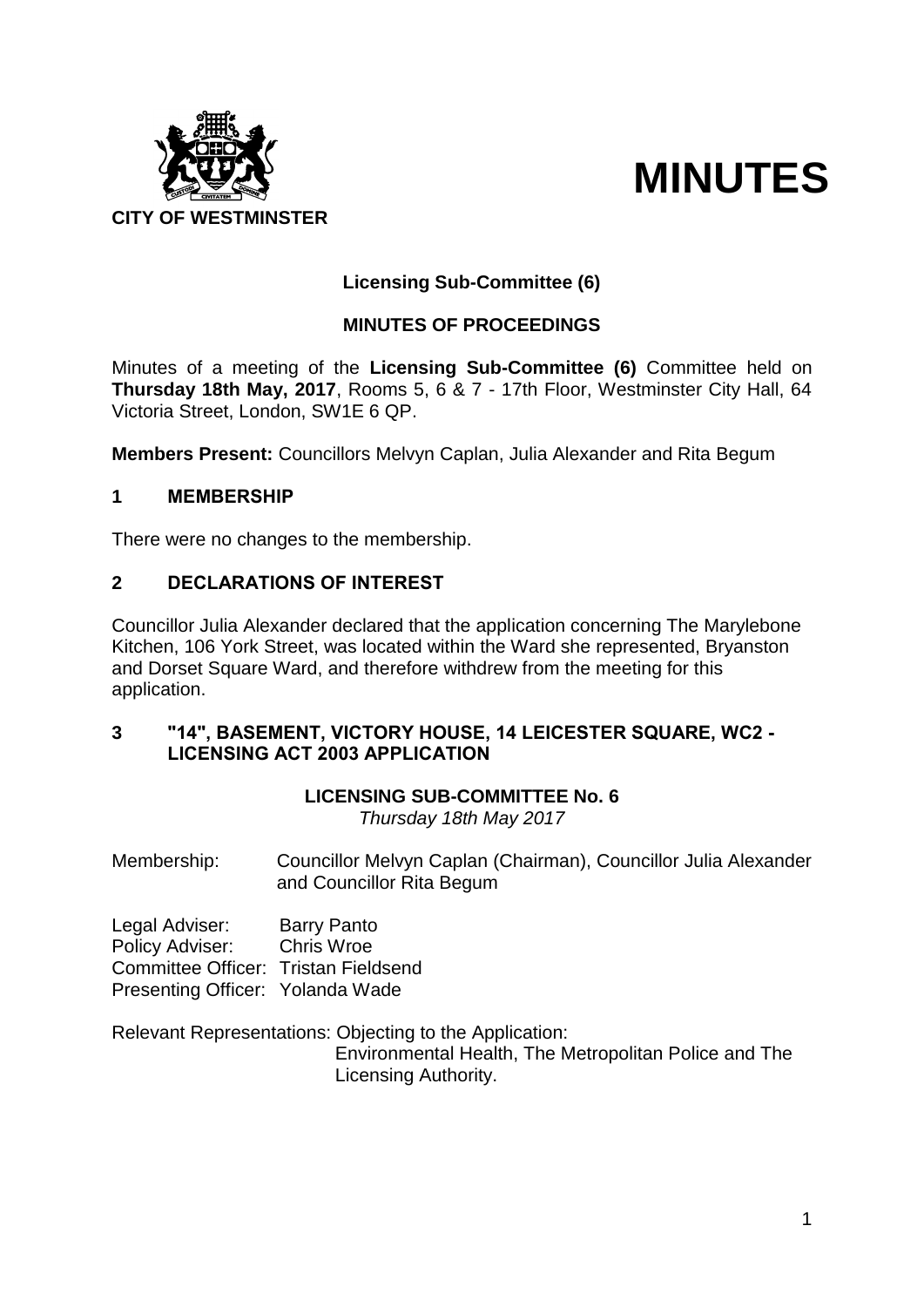**CITY OF WESTMINSTER**

# MINUTES

## Licensing Sub-Committee (6)

### MINUTES OF PROCEEDINGS

Minutes of a meeting of the **Licensing Sub-Committee (6)** Committee held on **Thursday 18th May, 2017**, Rooms 5, 6 & 7 - 17th Floor, Westminster City Hall, 64 Victoria Street, London, SW1E 6 QP.

**Members Present:** Councillors Melvyn Caplan, Julia Alexander and Rita Begum

## 1 MEMBERSHIP

There were no changes to the membership.

## 2 DECLARATIONS OF INTEREST

Councillor Julia Alexander declared that the application concerning The Marylebone Kitchen, 106 York Street, was located within the Ward she represented, Bryanston and Dorset Square Ward, and therefore withdrew from the meeting for this application.

## 3 "14", BASEMENT, VICTORY HOUSE, 14 LEICESTER SQUARE, WC2 - LICENSING ACT 2003 APPLICATION

**LICENSING SUB-COMMITTEE No. 6**
*Thursday 18th May 2017*

Membership: Councillor Melvyn Caplan (Chairman), Councillor Julia Alexander and Councillor Rita Begum

Legal Adviser: Barry Panto
Policy Adviser: Chris Wroe
Committee Officer: Tristan Fieldsend
Presenting Officer: Yolanda Wade

Relevant Representations: Objecting to the Application:
Environmental Health, The Metropolitan Police and The Licensing Authority.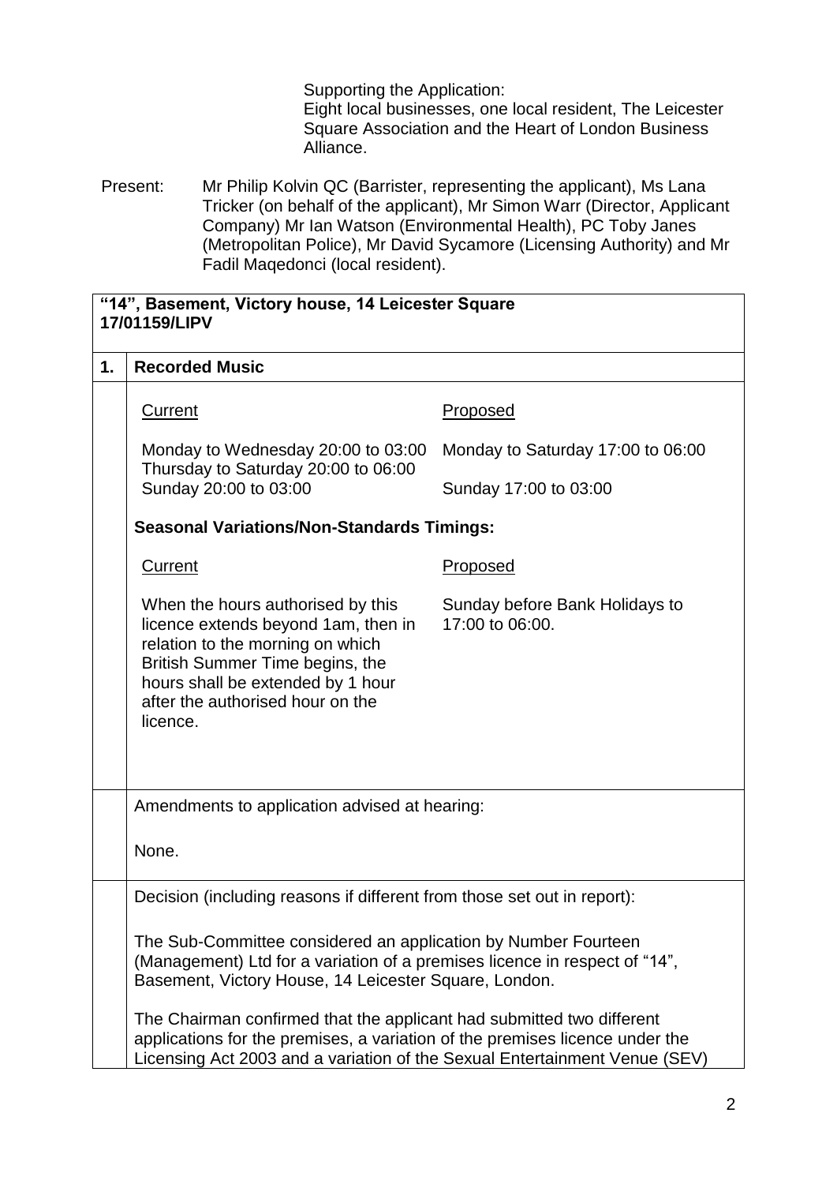Supporting the Application:
Eight local businesses, one local resident, The Leicester Square Association and the Heart of London Business Alliance.

Present: Mr Philip Kolvin QC (Barrister, representing the applicant), Ms Lana Tricker (on behalf of the applicant), Mr Simon Warr (Director, Applicant Company) Mr Ian Watson (Environmental Health), PC Toby Janes (Metropolitan Police), Mr David Sycamore (Licensing Authority) and Mr Fadil Maqedonci (local resident).

**"14", Basement, Victory house, 14 Leicester Square**
**17/01159/LIPV**

| **1.** | **Recorded Music** | |
|---|---|---|
| | Current | Proposed |
| | Monday to Wednesday 20:00 to 03:00<br>Thursday to Saturday 20:00 to 06:00<br>Sunday 20:00 to 03:00 | Monday to Saturday 17:00 to 06:00<br><br>Sunday 17:00 to 03:00 |
| | **Seasonal Variations/Non-Standards Timings:** | |
| | Current | Proposed |
| | When the hours authorised by this licence extends beyond 1am, then in relation to the morning on which British Summer Time begins, the hours shall be extended by 1 hour after the authorised hour on the licence. | Sunday before Bank Holidays to 17:00 to 06:00. |
| | Amendments to application advised at hearing:<br><br>None. | |
| | Decision (including reasons if different from those set out in report):<br><br>The Sub-Committee considered an application by Number Fourteen (Management) Ltd for a variation of a premises licence in respect of "14", Basement, Victory House, 14 Leicester Square, London.<br><br>The Chairman confirmed that the applicant had submitted two different applications for the premises, a variation of the premises licence under the Licensing Act 2003 and a variation of the Sexual Entertainment Venue (SEV) | |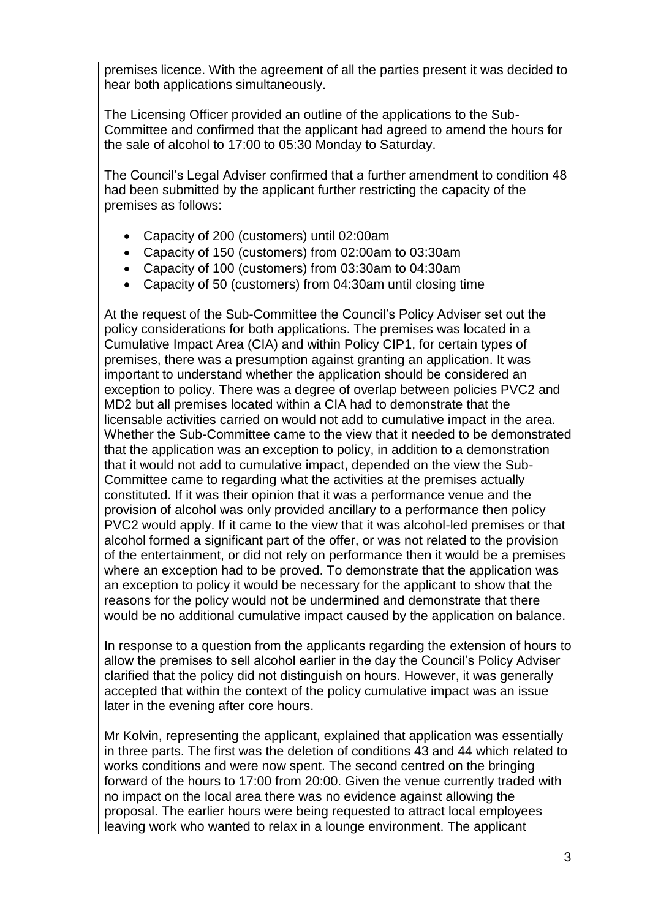premises licence. With the agreement of all the parties present it was decided to hear both applications simultaneously.

The Licensing Officer provided an outline of the applications to the Sub-Committee and confirmed that the applicant had agreed to amend the hours for the sale of alcohol to 17:00 to 05:30 Monday to Saturday.

The Council's Legal Adviser confirmed that a further amendment to condition 48 had been submitted by the applicant further restricting the capacity of the premises as follows:

- Capacity of 200 (customers) until 02:00am
- Capacity of 150 (customers) from 02:00am to 03:30am
- Capacity of 100 (customers) from 03:30am to 04:30am
- Capacity of 50 (customers) from 04:30am until closing time

At the request of the Sub-Committee the Council's Policy Adviser set out the policy considerations for both applications. The premises was located in a Cumulative Impact Area (CIA) and within Policy CIP1, for certain types of premises, there was a presumption against granting an application. It was important to understand whether the application should be considered an exception to policy. There was a degree of overlap between policies PVC2 and MD2 but all premises located within a CIA had to demonstrate that the licensable activities carried on would not add to cumulative impact in the area. Whether the Sub-Committee came to the view that it needed to be demonstrated that the application was an exception to policy, in addition to a demonstration that it would not add to cumulative impact, depended on the view the Sub-Committee came to regarding what the activities at the premises actually constituted. If it was their opinion that it was a performance venue and the provision of alcohol was only provided ancillary to a performance then policy PVC2 would apply. If it came to the view that it was alcohol-led premises or that alcohol formed a significant part of the offer, or was not related to the provision of the entertainment, or did not rely on performance then it would be a premises where an exception had to be proved. To demonstrate that the application was an exception to policy it would be necessary for the applicant to show that the reasons for the policy would not be undermined and demonstrate that there would be no additional cumulative impact caused by the application on balance.

In response to a question from the applicants regarding the extension of hours to allow the premises to sell alcohol earlier in the day the Council's Policy Adviser clarified that the policy did not distinguish on hours. However, it was generally accepted that within the context of the policy cumulative impact was an issue later in the evening after core hours.

Mr Kolvin, representing the applicant, explained that application was essentially in three parts. The first was the deletion of conditions 43 and 44 which related to works conditions and were now spent. The second centred on the bringing forward of the hours to 17:00 from 20:00. Given the venue currently traded with no impact on the local area there was no evidence against allowing the proposal. The earlier hours were being requested to attract local employees leaving work who wanted to relax in a lounge environment. The applicant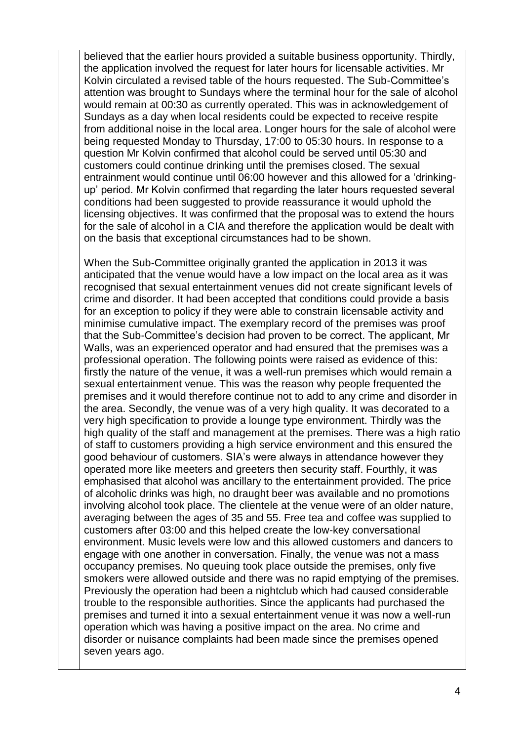believed that the earlier hours provided a suitable business opportunity. Thirdly, the application involved the request for later hours for licensable activities. Mr Kolvin circulated a revised table of the hours requested. The Sub-Committee's attention was brought to Sundays where the terminal hour for the sale of alcohol would remain at 00:30 as currently operated. This was in acknowledgement of Sundays as a day when local residents could be expected to receive respite from additional noise in the local area. Longer hours for the sale of alcohol were being requested Monday to Thursday, 17:00 to 05:30 hours. In response to a question Mr Kolvin confirmed that alcohol could be served until 05:30 and customers could continue drinking until the premises closed. The sexual entrainment would continue until 06:00 however and this allowed for a 'drinking-up' period. Mr Kolvin confirmed that regarding the later hours requested several conditions had been suggested to provide reassurance it would uphold the licensing objectives. It was confirmed that the proposal was to extend the hours for the sale of alcohol in a CIA and therefore the application would be dealt with on the basis that exceptional circumstances had to be shown.

When the Sub-Committee originally granted the application in 2013 it was anticipated that the venue would have a low impact on the local area as it was recognised that sexual entertainment venues did not create significant levels of crime and disorder. It had been accepted that conditions could provide a basis for an exception to policy if they were able to constrain licensable activity and minimise cumulative impact. The exemplary record of the premises was proof that the Sub-Committee's decision had proven to be correct. The applicant, Mr Walls, was an experienced operator and had ensured that the premises was a professional operation. The following points were raised as evidence of this: firstly the nature of the venue, it was a well-run premises which would remain a sexual entertainment venue. This was the reason why people frequented the premises and it would therefore continue not to add to any crime and disorder in the area. Secondly, the venue was of a very high quality. It was decorated to a very high specification to provide a lounge type environment. Thirdly was the high quality of the staff and management at the premises. There was a high ratio of staff to customers providing a high service environment and this ensured the good behaviour of customers. SIA's were always in attendance however they operated more like meeters and greeters then security staff. Fourthly, it was emphasised that alcohol was ancillary to the entertainment provided. The price of alcoholic drinks was high, no draught beer was available and no promotions involving alcohol took place. The clientele at the venue were of an older nature, averaging between the ages of 35 and 55. Free tea and coffee was supplied to customers after 03:00 and this helped create the low-key conversational environment. Music levels were low and this allowed customers and dancers to engage with one another in conversation. Finally, the venue was not a mass occupancy premises. No queuing took place outside the premises, only five smokers were allowed outside and there was no rapid emptying of the premises. Previously the operation had been a nightclub which had caused considerable trouble to the responsible authorities. Since the applicants had purchased the premises and turned it into a sexual entertainment venue it was now a well-run operation which was having a positive impact on the area. No crime and disorder or nuisance complaints had been made since the premises opened seven years ago.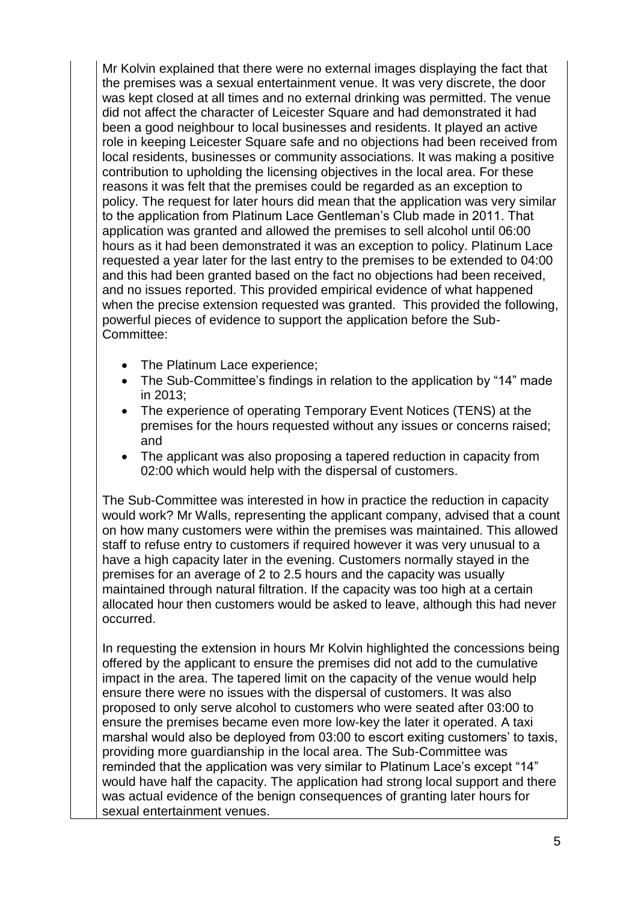Mr Kolvin explained that there were no external images displaying the fact that the premises was a sexual entertainment venue. It was very discrete, the door was kept closed at all times and no external drinking was permitted. The venue did not affect the character of Leicester Square and had demonstrated it had been a good neighbour to local businesses and residents. It played an active role in keeping Leicester Square safe and no objections had been received from local residents, businesses or community associations. It was making a positive contribution to upholding the licensing objectives in the local area. For these reasons it was felt that the premises could be regarded as an exception to policy. The request for later hours did mean that the application was very similar to the application from Platinum Lace Gentleman's Club made in 2011. That application was granted and allowed the premises to sell alcohol until 06:00 hours as it had been demonstrated it was an exception to policy. Platinum Lace requested a year later for the last entry to the premises to be extended to 04:00 and this had been granted based on the fact no objections had been received, and no issues reported. This provided empirical evidence of what happened when the precise extension requested was granted. This provided the following, powerful pieces of evidence to support the application before the Sub-Committee:

- The Platinum Lace experience;
- The Sub-Committee's findings in relation to the application by "14" made in 2013;
- The experience of operating Temporary Event Notices (TENS) at the premises for the hours requested without any issues or concerns raised; and
- The applicant was also proposing a tapered reduction in capacity from 02:00 which would help with the dispersal of customers.

The Sub-Committee was interested in how in practice the reduction in capacity would work? Mr Walls, representing the applicant company, advised that a count on how many customers were within the premises was maintained. This allowed staff to refuse entry to customers if required however it was very unusual to a have a high capacity later in the evening. Customers normally stayed in the premises for an average of 2 to 2.5 hours and the capacity was usually maintained through natural filtration. If the capacity was too high at a certain allocated hour then customers would be asked to leave, although this had never occurred.

In requesting the extension in hours Mr Kolvin highlighted the concessions being offered by the applicant to ensure the premises did not add to the cumulative impact in the area. The tapered limit on the capacity of the venue would help ensure there were no issues with the dispersal of customers. It was also proposed to only serve alcohol to customers who were seated after 03:00 to ensure the premises became even more low-key the later it operated. A taxi marshal would also be deployed from 03:00 to escort exiting customers' to taxis, providing more guardianship in the local area. The Sub-Committee was reminded that the application was very similar to Platinum Lace's except "14" would have half the capacity. The application had strong local support and there was actual evidence of the benign consequences of granting later hours for sexual entertainment venues.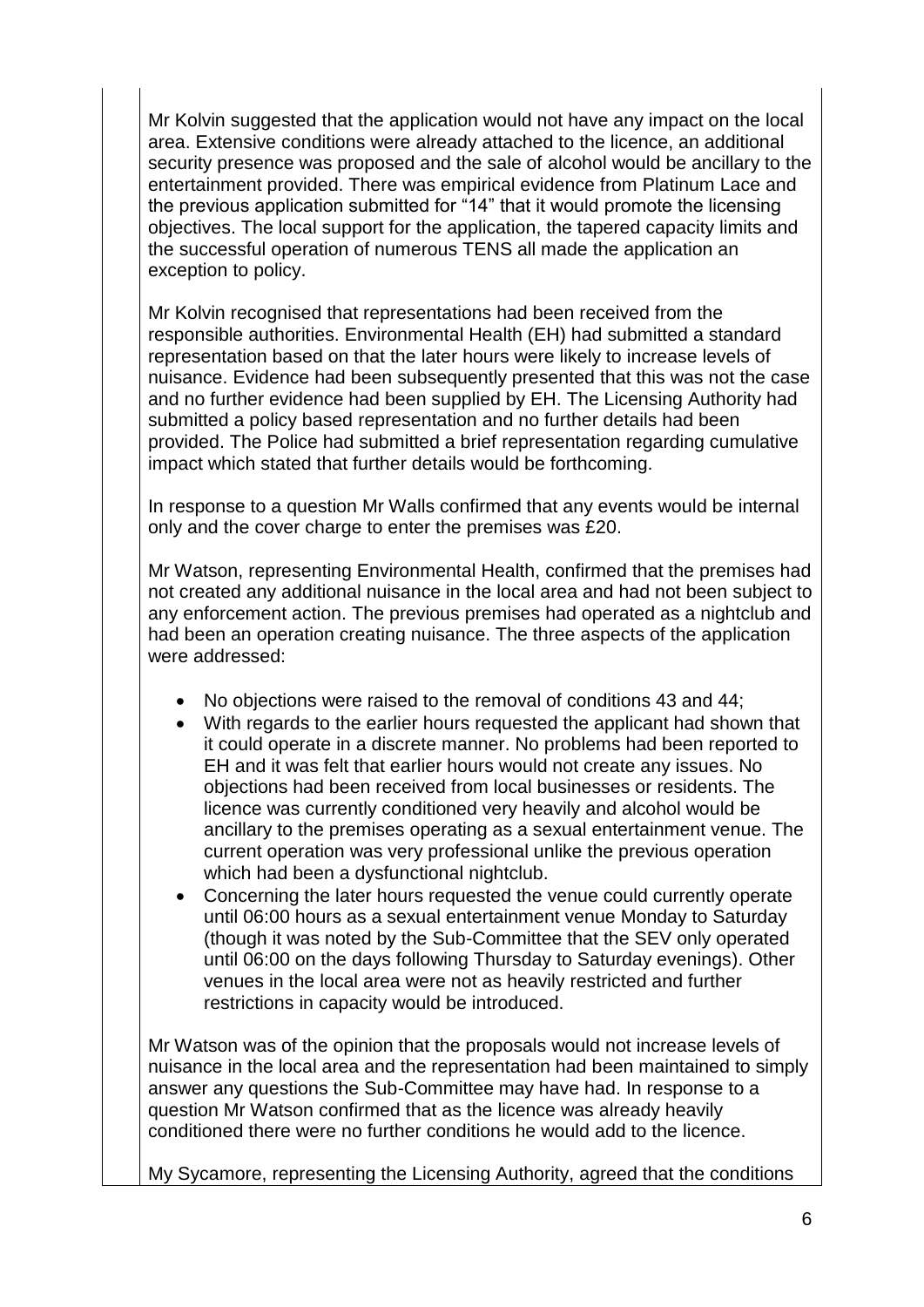Mr Kolvin suggested that the application would not have any impact on the local area. Extensive conditions were already attached to the licence, an additional security presence was proposed and the sale of alcohol would be ancillary to the entertainment provided. There was empirical evidence from Platinum Lace and the previous application submitted for "14" that it would promote the licensing objectives. The local support for the application, the tapered capacity limits and the successful operation of numerous TENS all made the application an exception to policy.

Mr Kolvin recognised that representations had been received from the responsible authorities. Environmental Health (EH) had submitted a standard representation based on that the later hours were likely to increase levels of nuisance. Evidence had been subsequently presented that this was not the case and no further evidence had been supplied by EH. The Licensing Authority had submitted a policy based representation and no further details had been provided. The Police had submitted a brief representation regarding cumulative impact which stated that further details would be forthcoming.

In response to a question Mr Walls confirmed that any events would be internal only and the cover charge to enter the premises was £20.

Mr Watson, representing Environmental Health, confirmed that the premises had not created any additional nuisance in the local area and had not been subject to any enforcement action. The previous premises had operated as a nightclub and had been an operation creating nuisance. The three aspects of the application were addressed:

- No objections were raised to the removal of conditions 43 and 44;
- With regards to the earlier hours requested the applicant had shown that it could operate in a discrete manner. No problems had been reported to EH and it was felt that earlier hours would not create any issues. No objections had been received from local businesses or residents. The licence was currently conditioned very heavily and alcohol would be ancillary to the premises operating as a sexual entertainment venue. The current operation was very professional unlike the previous operation which had been a dysfunctional nightclub.
- Concerning the later hours requested the venue could currently operate until 06:00 hours as a sexual entertainment venue Monday to Saturday (though it was noted by the Sub-Committee that the SEV only operated until 06:00 on the days following Thursday to Saturday evenings). Other venues in the local area were not as heavily restricted and further restrictions in capacity would be introduced.

Mr Watson was of the opinion that the proposals would not increase levels of nuisance in the local area and the representation had been maintained to simply answer any questions the Sub-Committee may have had. In response to a question Mr Watson confirmed that as the licence was already heavily conditioned there were no further conditions he would add to the licence.

My Sycamore, representing the Licensing Authority, agreed that the conditions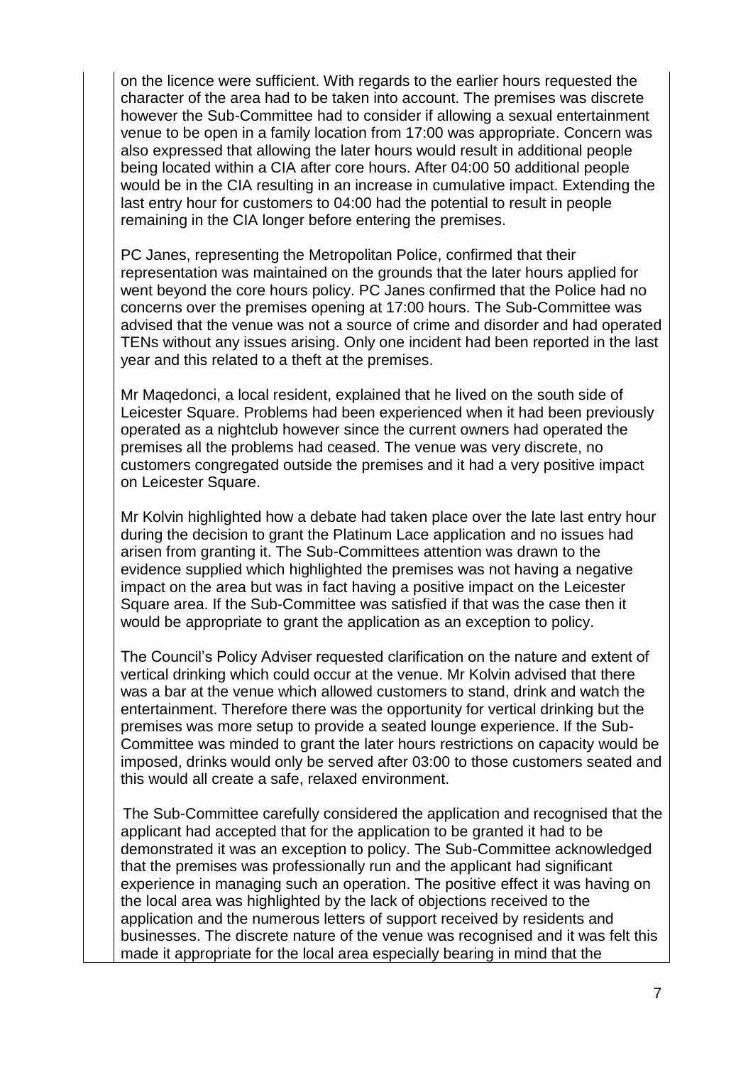on the licence were sufficient. With regards to the earlier hours requested the character of the area had to be taken into account. The premises was discrete however the Sub-Committee had to consider if allowing a sexual entertainment venue to be open in a family location from 17:00 was appropriate. Concern was also expressed that allowing the later hours would result in additional people being located within a CIA after core hours. After 04:00 50 additional people would be in the CIA resulting in an increase in cumulative impact. Extending the last entry hour for customers to 04:00 had the potential to result in people remaining in the CIA longer before entering the premises.

PC Janes, representing the Metropolitan Police, confirmed that their representation was maintained on the grounds that the later hours applied for went beyond the core hours policy. PC Janes confirmed that the Police had no concerns over the premises opening at 17:00 hours. The Sub-Committee was advised that the venue was not a source of crime and disorder and had operated TENs without any issues arising. Only one incident had been reported in the last year and this related to a theft at the premises.

Mr Maqedonci, a local resident, explained that he lived on the south side of Leicester Square. Problems had been experienced when it had been previously operated as a nightclub however since the current owners had operated the premises all the problems had ceased. The venue was very discrete, no customers congregated outside the premises and it had a very positive impact on Leicester Square.

Mr Kolvin highlighted how a debate had taken place over the late last entry hour during the decision to grant the Platinum Lace application and no issues had arisen from granting it. The Sub-Committees attention was drawn to the evidence supplied which highlighted the premises was not having a negative impact on the area but was in fact having a positive impact on the Leicester Square area. If the Sub-Committee was satisfied if that was the case then it would be appropriate to grant the application as an exception to policy.

The Council's Policy Adviser requested clarification on the nature and extent of vertical drinking which could occur at the venue. Mr Kolvin advised that there was a bar at the venue which allowed customers to stand, drink and watch the entertainment. Therefore there was the opportunity for vertical drinking but the premises was more setup to provide a seated lounge experience. If the Sub-Committee was minded to grant the later hours restrictions on capacity would be imposed, drinks would only be served after 03:00 to those customers seated and this would all create a safe, relaxed environment.

The Sub-Committee carefully considered the application and recognised that the applicant had accepted that for the application to be granted it had to be demonstrated it was an exception to policy. The Sub-Committee acknowledged that the premises was professionally run and the applicant had significant experience in managing such an operation. The positive effect it was having on the local area was highlighted by the lack of objections received to the application and the numerous letters of support received by residents and businesses. The discrete nature of the venue was recognised and it was felt this made it appropriate for the local area especially bearing in mind that the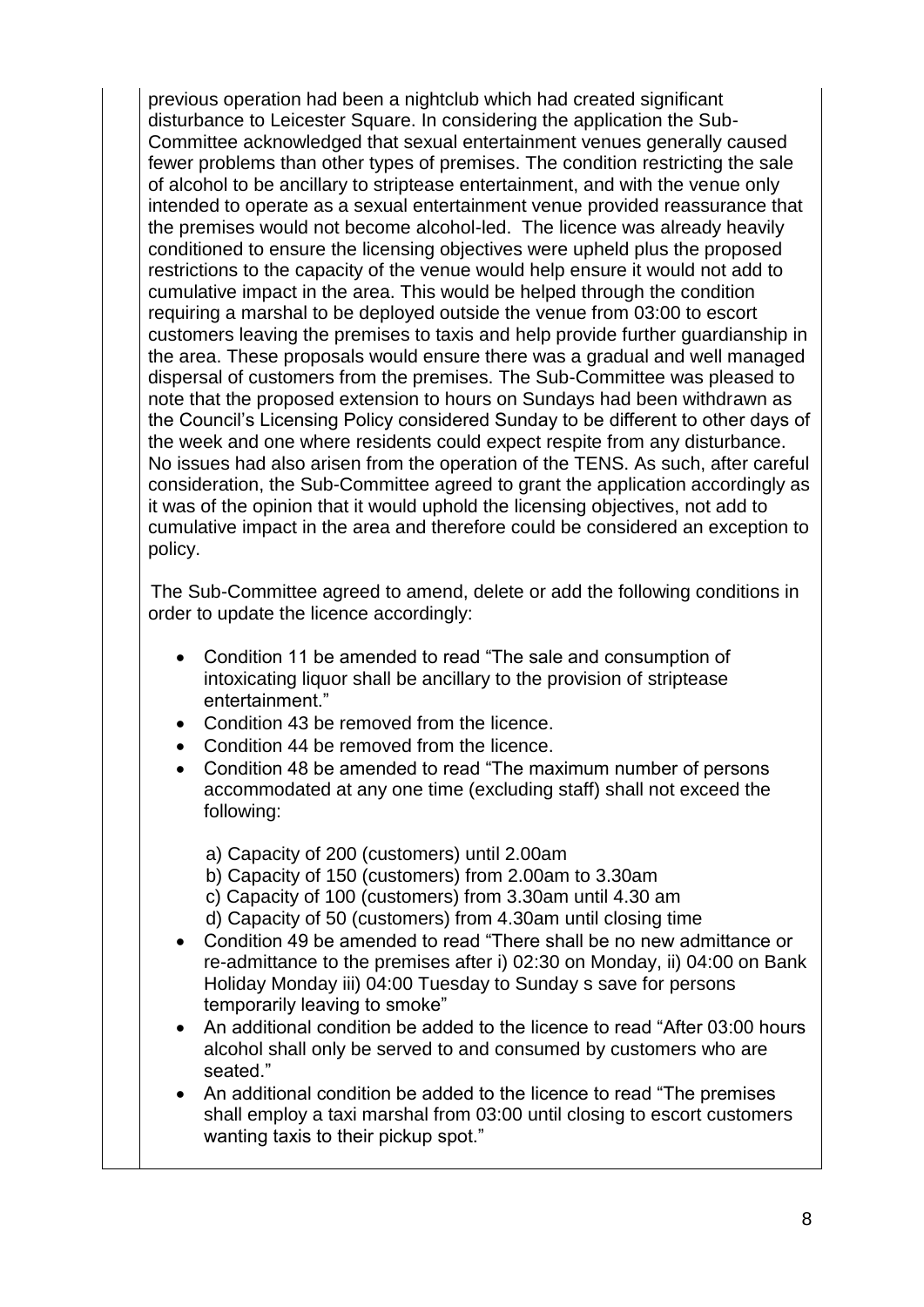previous operation had been a nightclub which had created significant disturbance to Leicester Square. In considering the application the Sub-Committee acknowledged that sexual entertainment venues generally caused fewer problems than other types of premises. The condition restricting the sale of alcohol to be ancillary to striptease entertainment, and with the venue only intended to operate as a sexual entertainment venue provided reassurance that the premises would not become alcohol-led. The licence was already heavily conditioned to ensure the licensing objectives were upheld plus the proposed restrictions to the capacity of the venue would help ensure it would not add to cumulative impact in the area. This would be helped through the condition requiring a marshal to be deployed outside the venue from 03:00 to escort customers leaving the premises to taxis and help provide further guardianship in the area. These proposals would ensure there was a gradual and well managed dispersal of customers from the premises. The Sub-Committee was pleased to note that the proposed extension to hours on Sundays had been withdrawn as the Council's Licensing Policy considered Sunday to be different to other days of the week and one where residents could expect respite from any disturbance. No issues had also arisen from the operation of the TENS. As such, after careful consideration, the Sub-Committee agreed to grant the application accordingly as it was of the opinion that it would uphold the licensing objectives, not add to cumulative impact in the area and therefore could be considered an exception to policy.

The Sub-Committee agreed to amend, delete or add the following conditions in order to update the licence accordingly:

- Condition 11 be amended to read "The sale and consumption of intoxicating liquor shall be ancillary to the provision of striptease entertainment."
- Condition 43 be removed from the licence.
- Condition 44 be removed from the licence.
- Condition 48 be amended to read "The maximum number of persons accommodated at any one time (excluding staff) shall not exceed the following:

  a) Capacity of 200 (customers) until 2.00am
  b) Capacity of 150 (customers) from 2.00am to 3.30am
  c) Capacity of 100 (customers) from 3.30am until 4.30 am
  d) Capacity of 50 (customers) from 4.30am until closing time
- Condition 49 be amended to read "There shall be no new admittance or re-admittance to the premises after i) 02:30 on Monday, ii) 04:00 on Bank Holiday Monday iii) 04:00 Tuesday to Sunday s save for persons temporarily leaving to smoke"
- An additional condition be added to the licence to read "After 03:00 hours alcohol shall only be served to and consumed by customers who are seated."
- An additional condition be added to the licence to read "The premises shall employ a taxi marshal from 03:00 until closing to escort customers wanting taxis to their pickup spot."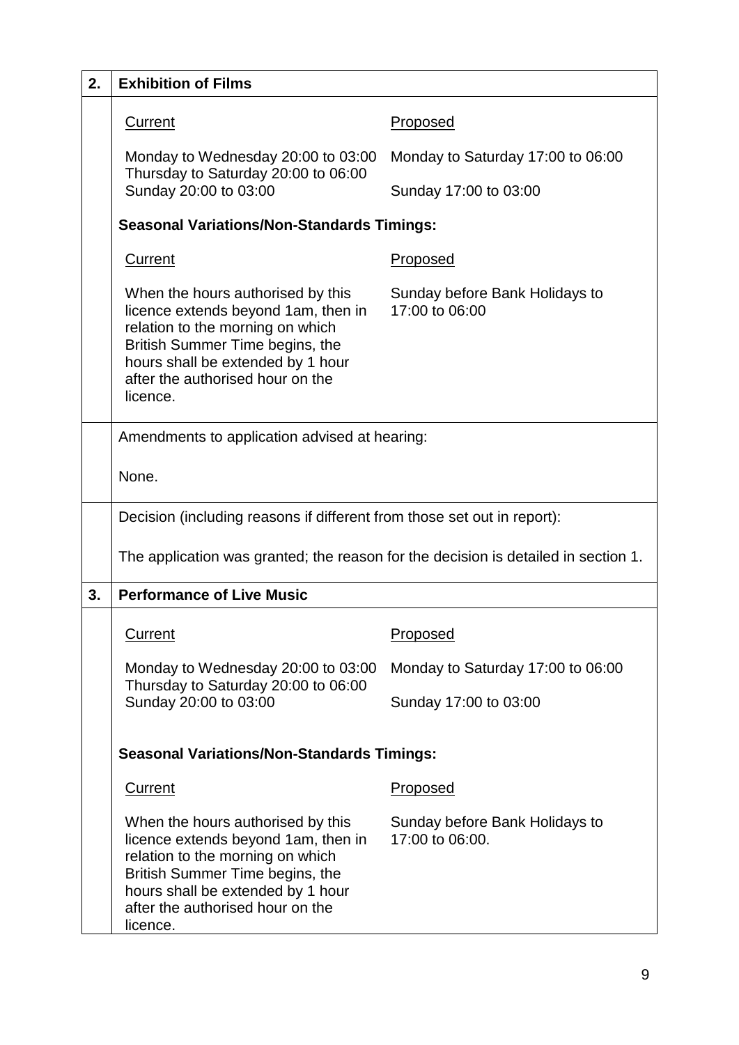| 2. | **Exhibition of Films** | |
|---|---|---|
| | Current | Proposed |
| | Monday to Wednesday 20:00 to 03:00<br>Thursday to Saturday 20:00 to 06:00<br>Sunday 20:00 to 03:00 | Monday to Saturday 17:00 to 06:00<br>Sunday 17:00 to 03:00 |
| | **Seasonal Variations/Non-Standards Timings:** | |
| | Current | Proposed |
| | When the hours authorised by this licence extends beyond 1am, then in relation to the morning on which British Summer Time begins, the hours shall be extended by 1 hour after the authorised hour on the licence. | Sunday before Bank Holidays to 17:00 to 06:00 |
| | Amendments to application advised at hearing:<br><br>None. | |
| | Decision (including reasons if different from those set out in report):<br><br>The application was granted; the reason for the decision is detailed in section 1. | |
| 3. | **Performance of Live Music** | |
| | Current | Proposed |
| | Monday to Wednesday 20:00 to 03:00<br>Thursday to Saturday 20:00 to 06:00<br>Sunday 20:00 to 03:00 | Monday to Saturday 17:00 to 06:00<br>Sunday 17:00 to 03:00 |
| | **Seasonal Variations/Non-Standards Timings:** | |
| | Current | Proposed |
| | When the hours authorised by this licence extends beyond 1am, then in relation to the morning on which British Summer Time begins, the hours shall be extended by 1 hour after the authorised hour on the licence. | Sunday before Bank Holidays to 17:00 to 06:00. |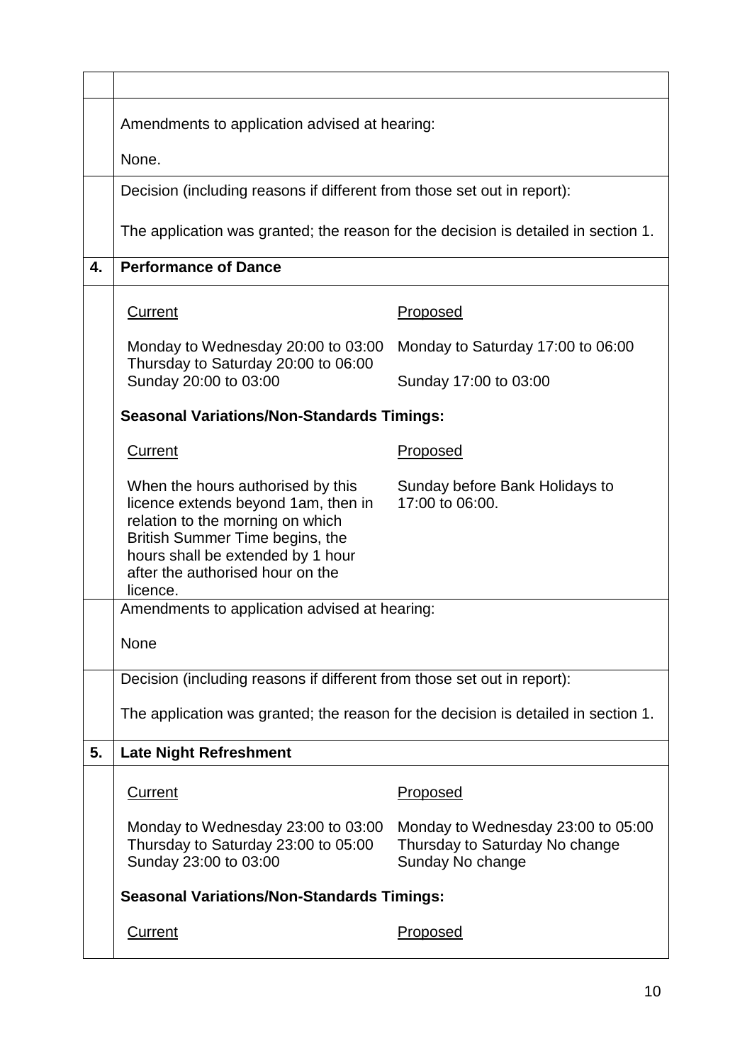Amendments to application advised at hearing:

None.

Decision (including reasons if different from those set out in report):

The application was granted; the reason for the decision is detailed in section 1.

## 4. Performance of Dance

| Current | Proposed |
|---|---|
| Monday to Wednesday 20:00 to 03:00<br>Thursday to Saturday 20:00 to 06:00<br>Sunday 20:00 to 03:00 | Monday to Saturday 17:00 to 06:00<br><br>Sunday 17:00 to 03:00 |

**Seasonal Variations/Non-Standards Timings:**

| Current | Proposed |
|---|---|
| When the hours authorised by this licence extends beyond 1am, then in relation to the morning on which British Summer Time begins, the hours shall be extended by 1 hour after the authorised hour on the licence. | Sunday before Bank Holidays to 17:00 to 06:00. |

Amendments to application advised at hearing:

None

Decision (including reasons if different from those set out in report):

The application was granted; the reason for the decision is detailed in section 1.

## 5. Late Night Refreshment

| Current | Proposed |
|---|---|
| Monday to Wednesday 23:00 to 03:00<br>Thursday to Saturday 23:00 to 05:00<br>Sunday 23:00 to 03:00 | Monday to Wednesday 23:00 to 05:00<br>Thursday to Saturday No change<br>Sunday No change |

**Seasonal Variations/Non-Standards Timings:**

| Current | Proposed |
|---|---|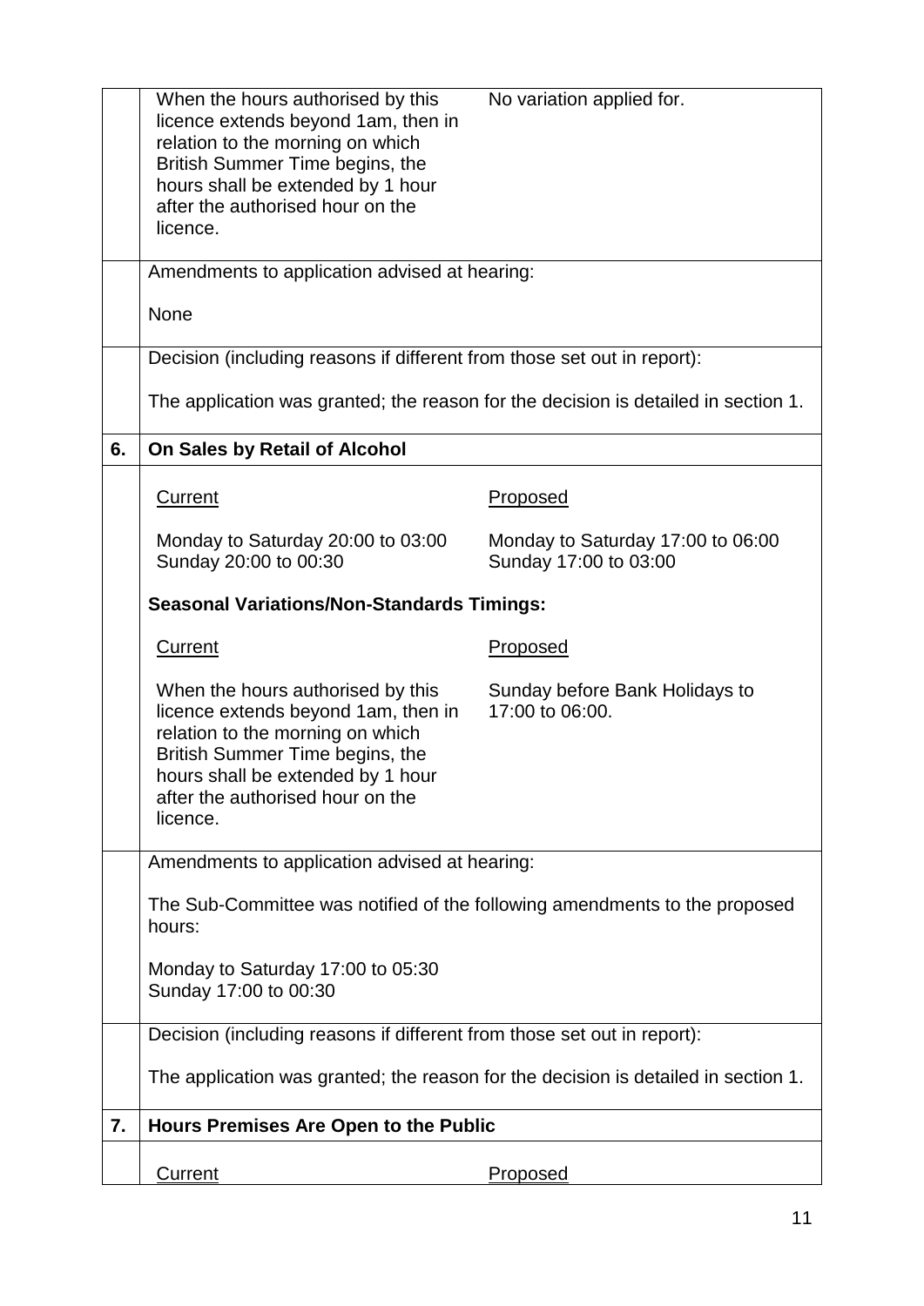| | | |
|---|---|---|
| | When the hours authorised by this licence extends beyond 1am, then in relation to the morning on which British Summer Time begins, the hours shall be extended by 1 hour after the authorised hour on the licence. | No variation applied for. |
| | Amendments to application advised at hearing:<br><br>None | |
| | Decision (including reasons if different from those set out in report):<br><br>The application was granted; the reason for the decision is detailed in section 1. | |
| **6.** | **On Sales by Retail of Alcohol** | |
| | Current<br><br>Monday to Saturday 20:00 to 03:00<br>Sunday 20:00 to 00:30 | Proposed<br><br>Monday to Saturday 17:00 to 06:00<br>Sunday 17:00 to 03:00 |
| | **Seasonal Variations/Non-Standards Timings:** | |
| | Current<br><br>When the hours authorised by this licence extends beyond 1am, then in relation to the morning on which British Summer Time begins, the hours shall be extended by 1 hour after the authorised hour on the licence. | Proposed<br><br>Sunday before Bank Holidays to 17:00 to 06:00. |
| | Amendments to application advised at hearing:<br><br>The Sub-Committee was notified of the following amendments to the proposed hours:<br><br>Monday to Saturday 17:00 to 05:30<br>Sunday 17:00 to 00:30 | |
| | Decision (including reasons if different from those set out in report):<br><br>The application was granted; the reason for the decision is detailed in section 1. | |
| **7.** | **Hours Premises Are Open to the Public** | |
| | Current | Proposed |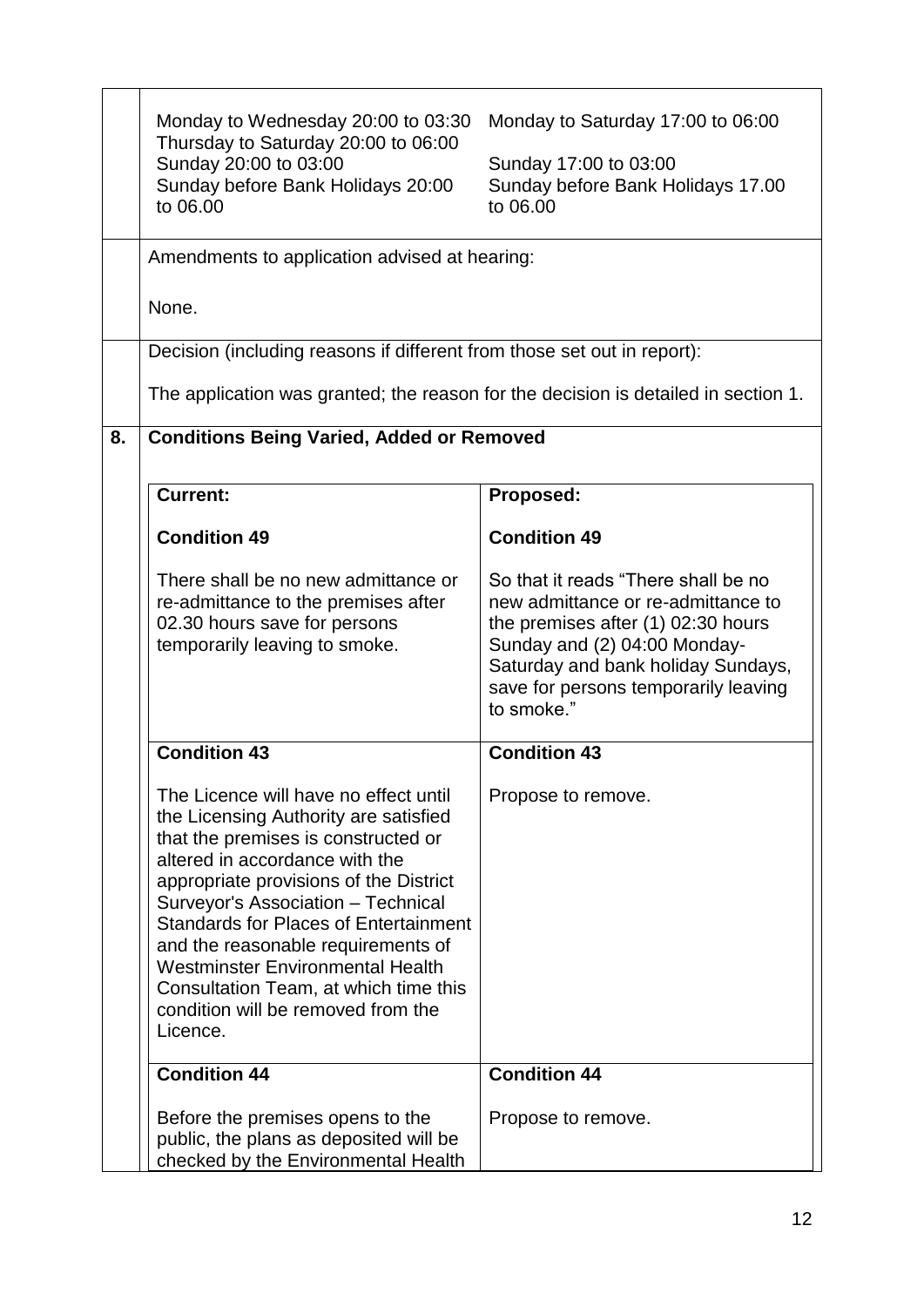| | | |
|---|---|---|
| | Monday to Wednesday 20:00 to 03:30<br>Thursday to Saturday 20:00 to 06:00<br>Sunday 20:00 to 03:00<br>Sunday before Bank Holidays 20:00 to 06.00 | Monday to Saturday 17:00 to 06:00<br><br>Sunday 17:00 to 03:00<br>Sunday before Bank Holidays 17.00 to 06.00 |
| | Amendments to application advised at hearing:<br><br>None. | |
| | Decision (including reasons if different from those set out in report):<br><br>The application was granted; the reason for the decision is detailed in section 1. | |
| **8.** | **Conditions Being Varied, Added or Removed** | |

| **Current:** | **Proposed:** |
|---|---|
| **Condition 49**<br><br>There shall be no new admittance or re-admittance to the premises after 02.30 hours save for persons temporarily leaving to smoke. | **Condition 49**<br><br>So that it reads "There shall be no new admittance or re-admittance to the premises after (1) 02:30 hours Sunday and (2) 04:00 Monday-Saturday and bank holiday Sundays, save for persons temporarily leaving to smoke." |
| **Condition 43**<br><br>The Licence will have no effect until the Licensing Authority are satisfied that the premises is constructed or altered in accordance with the appropriate provisions of the District Surveyor's Association – Technical Standards for Places of Entertainment and the reasonable requirements of Westminster Environmental Health Consultation Team, at which time this condition will be removed from the Licence. | **Condition 43**<br><br>Propose to remove. |
| **Condition 44**<br><br>Before the premises opens to the public, the plans as deposited will be checked by the Environmental Health | **Condition 44**<br><br>Propose to remove. |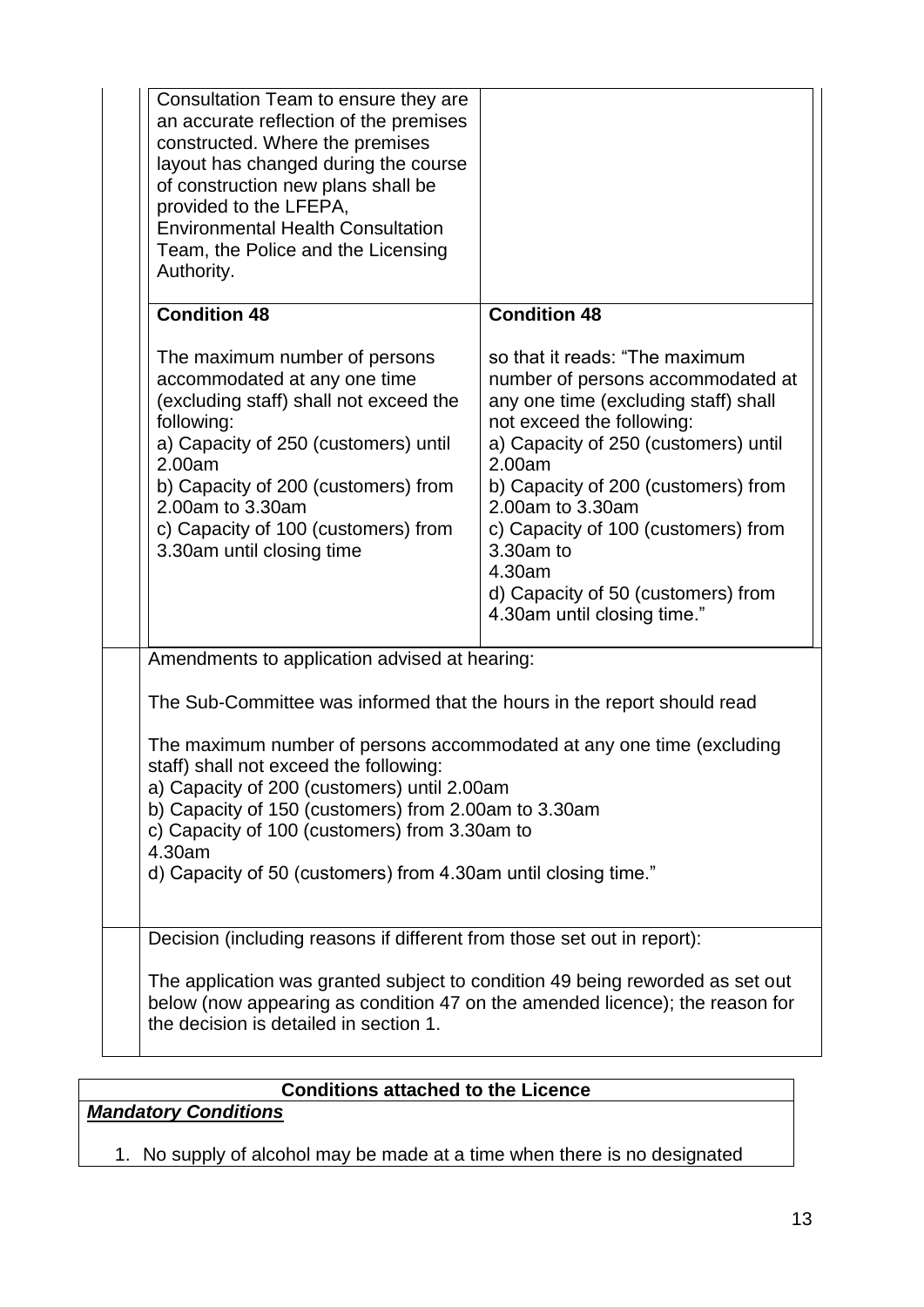| | |
|---|---|
| Consultation Team to ensure they are an accurate reflection of the premises constructed. Where the premises layout has changed during the course of construction new plans shall be provided to the LFEPA, Environmental Health Consultation Team, the Police and the Licensing Authority. | |
| **Condition 48**<br><br>The maximum number of persons accommodated at any one time (excluding staff) shall not exceed the following:<br>a) Capacity of 250 (customers) until 2.00am<br>b) Capacity of 200 (customers) from 2.00am to 3.30am<br>c) Capacity of 100 (customers) from 3.30am until closing time | **Condition 48**<br><br>so that it reads: "The maximum number of persons accommodated at any one time (excluding staff) shall not exceed the following:<br>a) Capacity of 250 (customers) until 2.00am<br>b) Capacity of 200 (customers) from 2.00am to 3.30am<br>c) Capacity of 100 (customers) from 3.30am to 4.30am<br>d) Capacity of 50 (customers) from 4.30am until closing time." |

Amendments to application advised at hearing:

The Sub-Committee was informed that the hours in the report should read

The maximum number of persons accommodated at any one time (excluding staff) shall not exceed the following:
a) Capacity of 200 (customers) until 2.00am
b) Capacity of 150 (customers) from 2.00am to 3.30am
c) Capacity of 100 (customers) from 3.30am to 4.30am
d) Capacity of 50 (customers) from 4.30am until closing time."

Decision (including reasons if different from those set out in report):

The application was granted subject to condition 49 being reworded as set out below (now appearing as condition 47 on the amended licence); the reason for the decision is detailed in section 1.

**Conditions attached to the Licence**

***Mandatory Conditions***

1. No supply of alcohol may be made at a time when there is no designated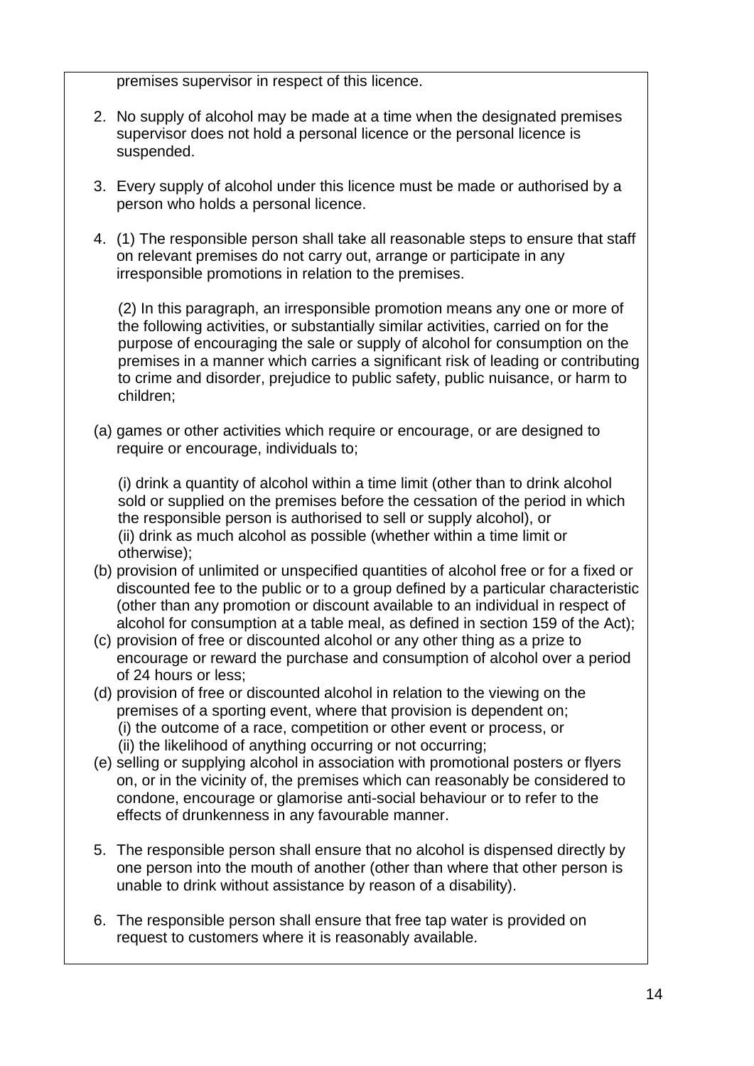premises supervisor in respect of this licence.

2. No supply of alcohol may be made at a time when the designated premises supervisor does not hold a personal licence or the personal licence is suspended.

3. Every supply of alcohol under this licence must be made or authorised by a person who holds a personal licence.

4. (1) The responsible person shall take all reasonable steps to ensure that staff on relevant premises do not carry out, arrange or participate in any irresponsible promotions in relation to the premises.

   (2) In this paragraph, an irresponsible promotion means any one or more of the following activities, or substantially similar activities, carried on for the purpose of encouraging the sale or supply of alcohol for consumption on the premises in a manner which carries a significant risk of leading or contributing to crime and disorder, prejudice to public safety, public nuisance, or harm to children;

(a) games or other activities which require or encourage, or are designed to require or encourage, individuals to;

   (i) drink a quantity of alcohol within a time limit (other than to drink alcohol sold or supplied on the premises before the cessation of the period in which the responsible person is authorised to sell or supply alcohol), or
   (ii) drink as much alcohol as possible (whether within a time limit or otherwise);

(b) provision of unlimited or unspecified quantities of alcohol free or for a fixed or discounted fee to the public or to a group defined by a particular characteristic (other than any promotion or discount available to an individual in respect of alcohol for consumption at a table meal, as defined in section 159 of the Act);

(c) provision of free or discounted alcohol or any other thing as a prize to encourage or reward the purchase and consumption of alcohol over a period of 24 hours or less;

(d) provision of free or discounted alcohol in relation to the viewing on the premises of a sporting event, where that provision is dependent on;
   (i) the outcome of a race, competition or other event or process, or
   (ii) the likelihood of anything occurring or not occurring;

(e) selling or supplying alcohol in association with promotional posters or flyers on, or in the vicinity of, the premises which can reasonably be considered to condone, encourage or glamorise anti-social behaviour or to refer to the effects of drunkenness in any favourable manner.

5. The responsible person shall ensure that no alcohol is dispensed directly by one person into the mouth of another (other than where that other person is unable to drink without assistance by reason of a disability).

6. The responsible person shall ensure that free tap water is provided on request to customers where it is reasonably available.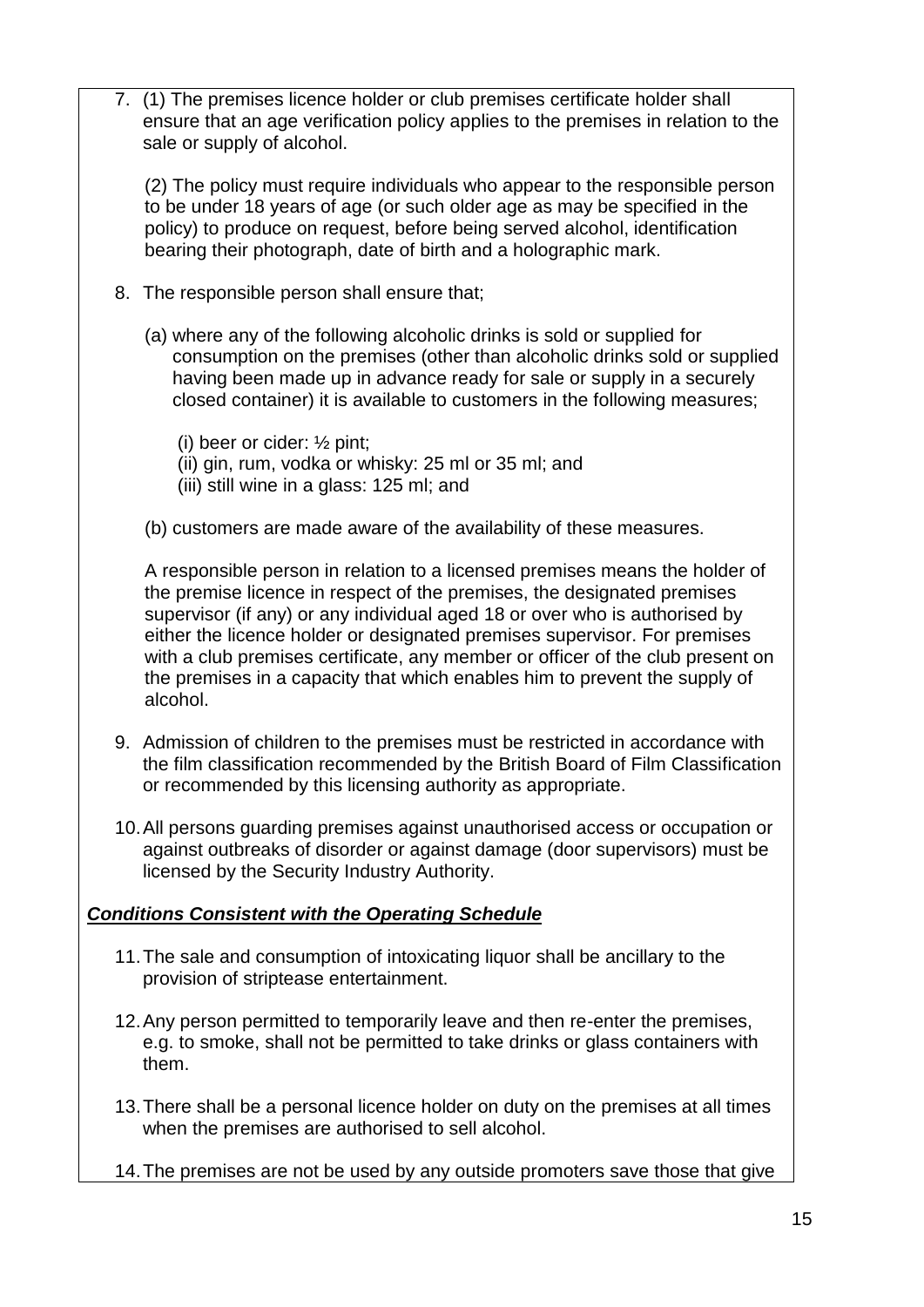7. (1) The premises licence holder or club premises certificate holder shall ensure that an age verification policy applies to the premises in relation to the sale or supply of alcohol.

   (2) The policy must require individuals who appear to the responsible person to be under 18 years of age (or such older age as may be specified in the policy) to produce on request, before being served alcohol, identification bearing their photograph, date of birth and a holographic mark.

8. The responsible person shall ensure that;

   (a) where any of the following alcoholic drinks is sold or supplied for consumption on the premises (other than alcoholic drinks sold or supplied having been made up in advance ready for sale or supply in a securely closed container) it is available to customers in the following measures;

      (i) beer or cider: ½ pint;
      (ii) gin, rum, vodka or whisky: 25 ml or 35 ml; and
      (iii) still wine in a glass: 125 ml; and

   (b) customers are made aware of the availability of these measures.

   A responsible person in relation to a licensed premises means the holder of the premise licence in respect of the premises, the designated premises supervisor (if any) or any individual aged 18 or over who is authorised by either the licence holder or designated premises supervisor. For premises with a club premises certificate, any member or officer of the club present on the premises in a capacity that which enables him to prevent the supply of alcohol.

9. Admission of children to the premises must be restricted in accordance with the film classification recommended by the British Board of Film Classification or recommended by this licensing authority as appropriate.

10. All persons guarding premises against unauthorised access or occupation or against outbreaks of disorder or against damage (door supervisors) must be licensed by the Security Industry Authority.

***Conditions Consistent with the Operating Schedule***

11. The sale and consumption of intoxicating liquor shall be ancillary to the provision of striptease entertainment.

12. Any person permitted to temporarily leave and then re-enter the premises, e.g. to smoke, shall not be permitted to take drinks or glass containers with them.

13. There shall be a personal licence holder on duty on the premises at all times when the premises are authorised to sell alcohol.

14. The premises are not be used by any outside promoters save those that give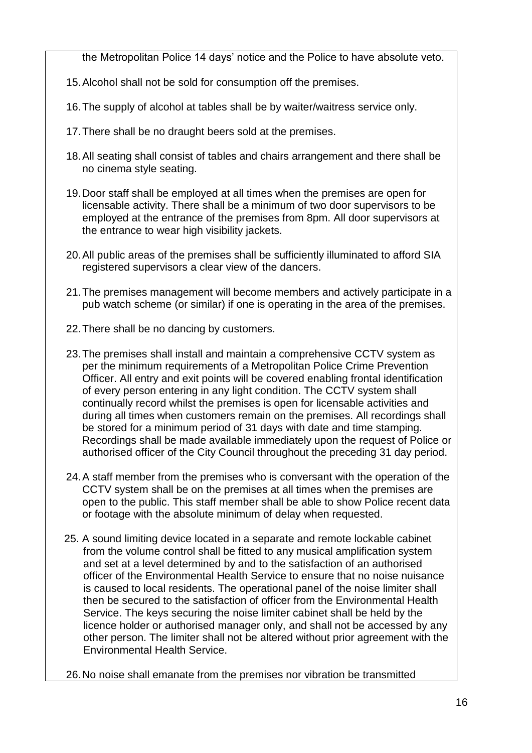the Metropolitan Police 14 days' notice and the Police to have absolute veto.

15. Alcohol shall not be sold for consumption off the premises.

16. The supply of alcohol at tables shall be by waiter/waitress service only.

17. There shall be no draught beers sold at the premises.

18. All seating shall consist of tables and chairs arrangement and there shall be no cinema style seating.

19. Door staff shall be employed at all times when the premises are open for licensable activity. There shall be a minimum of two door supervisors to be employed at the entrance of the premises from 8pm. All door supervisors at the entrance to wear high visibility jackets.

20. All public areas of the premises shall be sufficiently illuminated to afford SIA registered supervisors a clear view of the dancers.

21. The premises management will become members and actively participate in a pub watch scheme (or similar) if one is operating in the area of the premises.

22. There shall be no dancing by customers.

23. The premises shall install and maintain a comprehensive CCTV system as per the minimum requirements of a Metropolitan Police Crime Prevention Officer. All entry and exit points will be covered enabling frontal identification of every person entering in any light condition. The CCTV system shall continually record whilst the premises is open for licensable activities and during all times when customers remain on the premises. All recordings shall be stored for a minimum period of 31 days with date and time stamping. Recordings shall be made available immediately upon the request of Police or authorised officer of the City Council throughout the preceding 31 day period.

24. A staff member from the premises who is conversant with the operation of the CCTV system shall be on the premises at all times when the premises are open to the public. This staff member shall be able to show Police recent data or footage with the absolute minimum of delay when requested.

25. A sound limiting device located in a separate and remote lockable cabinet from the volume control shall be fitted to any musical amplification system and set at a level determined by and to the satisfaction of an authorised officer of the Environmental Health Service to ensure that no noise nuisance is caused to local residents. The operational panel of the noise limiter shall then be secured to the satisfaction of officer from the Environmental Health Service. The keys securing the noise limiter cabinet shall be held by the licence holder or authorised manager only, and shall not be accessed by any other person. The limiter shall not be altered without prior agreement with the Environmental Health Service.

26. No noise shall emanate from the premises nor vibration be transmitted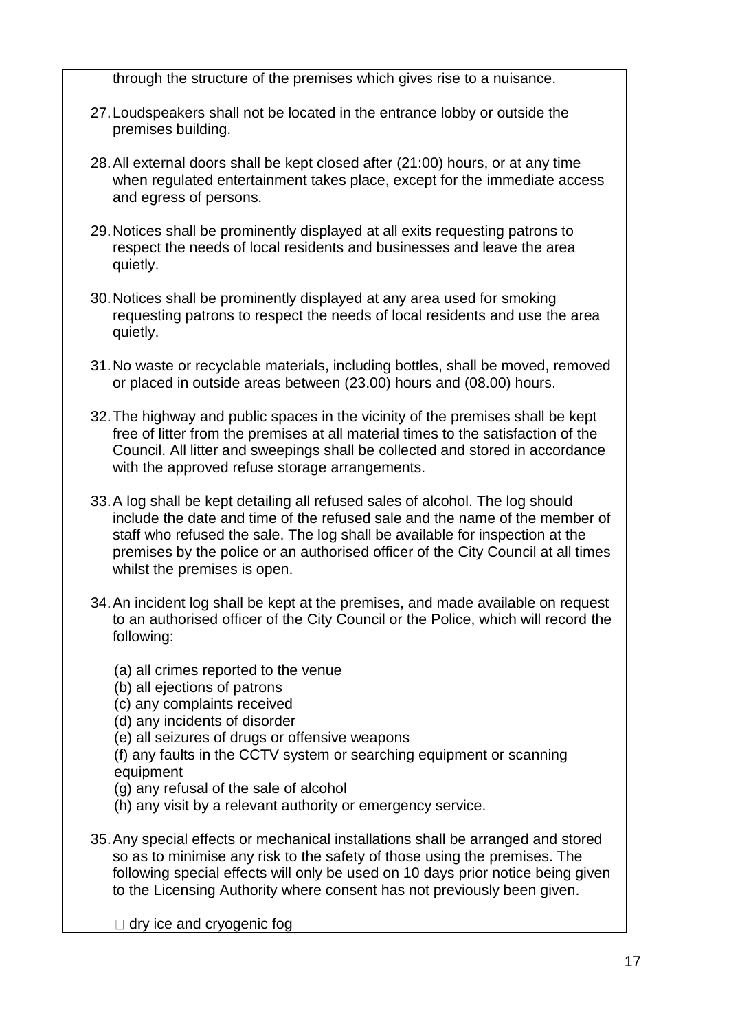through the structure of the premises which gives rise to a nuisance.

27. Loudspeakers shall not be located in the entrance lobby or outside the premises building.

28. All external doors shall be kept closed after (21:00) hours, or at any time when regulated entertainment takes place, except for the immediate access and egress of persons.

29. Notices shall be prominently displayed at all exits requesting patrons to respect the needs of local residents and businesses and leave the area quietly.

30. Notices shall be prominently displayed at any area used for smoking requesting patrons to respect the needs of local residents and use the area quietly.

31. No waste or recyclable materials, including bottles, shall be moved, removed or placed in outside areas between (23.00) hours and (08.00) hours.

32. The highway and public spaces in the vicinity of the premises shall be kept free of litter from the premises at all material times to the satisfaction of the Council. All litter and sweepings shall be collected and stored in accordance with the approved refuse storage arrangements.

33. A log shall be kept detailing all refused sales of alcohol. The log should include the date and time of the refused sale and the name of the member of staff who refused the sale. The log shall be available for inspection at the premises by the police or an authorised officer of the City Council at all times whilst the premises is open.

34. An incident log shall be kept at the premises, and made available on request to an authorised officer of the City Council or the Police, which will record the following:

    (a) all crimes reported to the venue
    (b) all ejections of patrons
    (c) any complaints received
    (d) any incidents of disorder
    (e) all seizures of drugs or offensive weapons
    (f) any faults in the CCTV system or searching equipment or scanning equipment
    (g) any refusal of the sale of alcohol
    (h) any visit by a relevant authority or emergency service.

35. Any special effects or mechanical installations shall be arranged and stored so as to minimise any risk to the safety of those using the premises. The following special effects will only be used on 10 days prior notice being given to the Licensing Authority where consent has not previously been given.

    - dry ice and cryogenic fog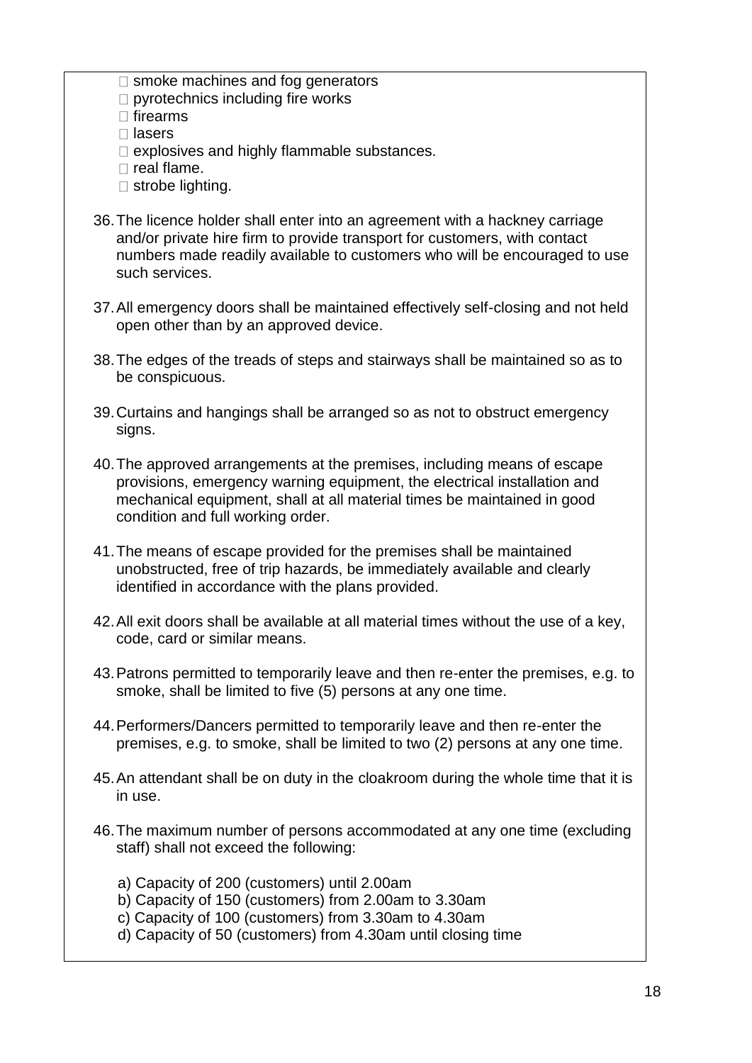- smoke machines and fog generators
- pyrotechnics including fire works
- firearms
- lasers
- explosives and highly flammable substances.
- real flame.
- strobe lighting.

36. The licence holder shall enter into an agreement with a hackney carriage and/or private hire firm to provide transport for customers, with contact numbers made readily available to customers who will be encouraged to use such services.

37. All emergency doors shall be maintained effectively self-closing and not held open other than by an approved device.

38. The edges of the treads of steps and stairways shall be maintained so as to be conspicuous.

39. Curtains and hangings shall be arranged so as not to obstruct emergency signs.

40. The approved arrangements at the premises, including means of escape provisions, emergency warning equipment, the electrical installation and mechanical equipment, shall at all material times be maintained in good condition and full working order.

41. The means of escape provided for the premises shall be maintained unobstructed, free of trip hazards, be immediately available and clearly identified in accordance with the plans provided.

42. All exit doors shall be available at all material times without the use of a key, code, card or similar means.

43. Patrons permitted to temporarily leave and then re-enter the premises, e.g. to smoke, shall be limited to five (5) persons at any one time.

44. Performers/Dancers permitted to temporarily leave and then re-enter the premises, e.g. to smoke, shall be limited to two (2) persons at any one time.

45. An attendant shall be on duty in the cloakroom during the whole time that it is in use.

46. The maximum number of persons accommodated at any one time (excluding staff) shall not exceed the following:

    a) Capacity of 200 (customers) until 2.00am
    b) Capacity of 150 (customers) from 2.00am to 3.30am
    c) Capacity of 100 (customers) from 3.30am to 4.30am
    d) Capacity of 50 (customers) from 4.30am until closing time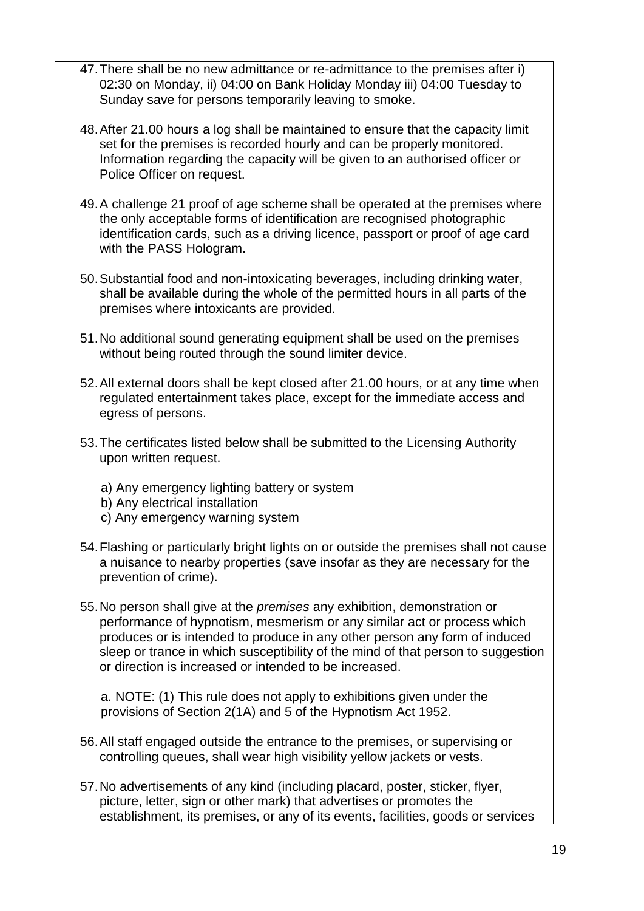47. There shall be no new admittance or re-admittance to the premises after i) 02:30 on Monday, ii) 04:00 on Bank Holiday Monday iii) 04:00 Tuesday to Sunday save for persons temporarily leaving to smoke.

48. After 21.00 hours a log shall be maintained to ensure that the capacity limit set for the premises is recorded hourly and can be properly monitored. Information regarding the capacity will be given to an authorised officer or Police Officer on request.

49. A challenge 21 proof of age scheme shall be operated at the premises where the only acceptable forms of identification are recognised photographic identification cards, such as a driving licence, passport or proof of age card with the PASS Hologram.

50. Substantial food and non-intoxicating beverages, including drinking water, shall be available during the whole of the permitted hours in all parts of the premises where intoxicants are provided.

51. No additional sound generating equipment shall be used on the premises without being routed through the sound limiter device.

52. All external doors shall be kept closed after 21.00 hours, or at any time when regulated entertainment takes place, except for the immediate access and egress of persons.

53. The certificates listed below shall be submitted to the Licensing Authority upon written request.

    a) Any emergency lighting battery or system
    b) Any electrical installation
    c) Any emergency warning system

54. Flashing or particularly bright lights on or outside the premises shall not cause a nuisance to nearby properties (save insofar as they are necessary for the prevention of crime).

55. No person shall give at the *premises* any exhibition, demonstration or performance of hypnotism, mesmerism or any similar act or process which produces or is intended to produce in any other person any form of induced sleep or trance in which susceptibility of the mind of that person to suggestion or direction is increased or intended to be increased.

    a. NOTE: (1) This rule does not apply to exhibitions given under the provisions of Section 2(1A) and 5 of the Hypnotism Act 1952.

56. All staff engaged outside the entrance to the premises, or supervising or controlling queues, shall wear high visibility yellow jackets or vests.

57. No advertisements of any kind (including placard, poster, sticker, flyer, picture, letter, sign or other mark) that advertises or promotes the establishment, its premises, or any of its events, facilities, goods or services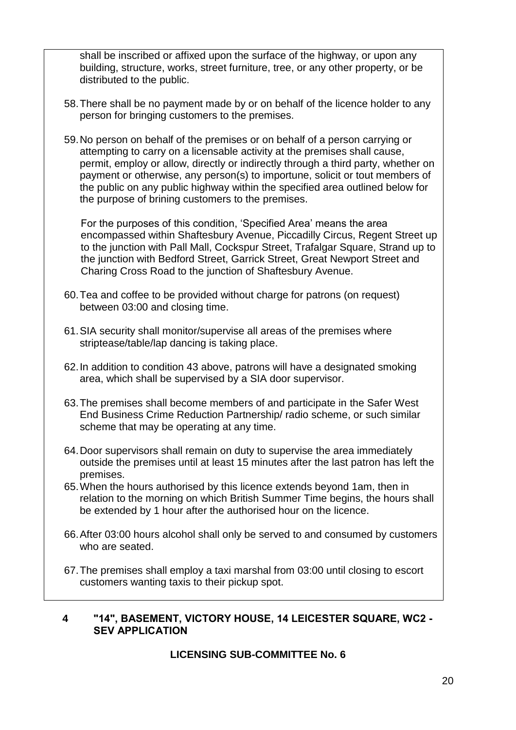shall be inscribed or affixed upon the surface of the highway, or upon any building, structure, works, street furniture, tree, or any other property, or be distributed to the public.

58. There shall be no payment made by or on behalf of the licence holder to any person for bringing customers to the premises.

59. No person on behalf of the premises or on behalf of a person carrying or attempting to carry on a licensable activity at the premises shall cause, permit, employ or allow, directly or indirectly through a third party, whether on payment or otherwise, any person(s) to importune, solicit or tout members of the public on any public highway within the specified area outlined below for the purpose of brining customers to the premises.

   For the purposes of this condition, 'Specified Area' means the area encompassed within Shaftesbury Avenue, Piccadilly Circus, Regent Street up to the junction with Pall Mall, Cockspur Street, Trafalgar Square, Strand up to the junction with Bedford Street, Garrick Street, Great Newport Street and Charing Cross Road to the junction of Shaftesbury Avenue.

60. Tea and coffee to be provided without charge for patrons (on request) between 03:00 and closing time.

61. SIA security shall monitor/supervise all areas of the premises where striptease/table/lap dancing is taking place.

62. In addition to condition 43 above, patrons will have a designated smoking area, which shall be supervised by a SIA door supervisor.

63. The premises shall become members of and participate in the Safer West End Business Crime Reduction Partnership/ radio scheme, or such similar scheme that may be operating at any time.

64. Door supervisors shall remain on duty to supervise the area immediately outside the premises until at least 15 minutes after the last patron has left the premises.

65. When the hours authorised by this licence extends beyond 1am, then in relation to the morning on which British Summer Time begins, the hours shall be extended by 1 hour after the authorised hour on the licence.

66. After 03:00 hours alcohol shall only be served to and consumed by customers who are seated.

67. The premises shall employ a taxi marshal from 03:00 until closing to escort customers wanting taxis to their pickup spot.

## 4 "14", BASEMENT, VICTORY HOUSE, 14 LEICESTER SQUARE, WC2 - SEV APPLICATION

**LICENSING SUB-COMMITTEE No. 6**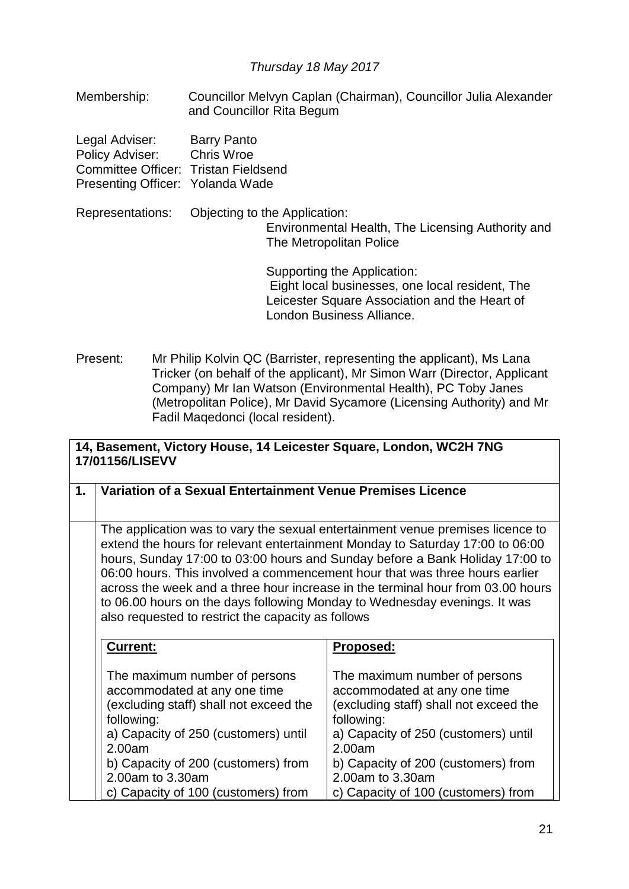*Thursday 18 May 2017*

Membership: Councillor Melvyn Caplan (Chairman), Councillor Julia Alexander and Councillor Rita Begum

Legal Adviser: Barry Panto
Policy Adviser: Chris Wroe
Committee Officer: Tristan Fieldsend
Presenting Officer: Yolanda Wade

Representations: Objecting to the Application:
Environmental Health, The Licensing Authority and The Metropolitan Police

Supporting the Application:
Eight local businesses, one local resident, The Leicester Square Association and the Heart of London Business Alliance.

Present: Mr Philip Kolvin QC (Barrister, representing the applicant), Ms Lana Tricker (on behalf of the applicant), Mr Simon Warr (Director, Applicant Company) Mr Ian Watson (Environmental Health), PC Toby Janes (Metropolitan Police), Mr David Sycamore (Licensing Authority) and Mr Fadil Maqedonci (local resident).

**14, Basement, Victory House, 14 Leicester Square, London, WC2H 7NG**
**17/01156/LISEVV**

**1. Variation of a Sexual Entertainment Venue Premises Licence**

The application was to vary the sexual entertainment venue premises licence to extend the hours for relevant entertainment Monday to Saturday 17:00 to 06:00 hours, Sunday 17:00 to 03:00 hours and Sunday before a Bank Holiday 17:00 to 06:00 hours. This involved a commencement hour that was three hours earlier across the week and a three hour increase in the terminal hour from 03.00 hours to 06.00 hours on the days following Monday to Wednesday evenings. It was also requested to restrict the capacity as follows

| **Current:** | **Proposed:** |
| --- | --- |
| The maximum number of persons accommodated at any one time (excluding staff) shall not exceed the following:<br>a) Capacity of 250 (customers) until 2.00am<br>b) Capacity of 200 (customers) from 2.00am to 3.30am<br>c) Capacity of 100 (customers) from | The maximum number of persons accommodated at any one time (excluding staff) shall not exceed the following:<br>a) Capacity of 250 (customers) until 2.00am<br>b) Capacity of 200 (customers) from 2.00am to 3.30am<br>c) Capacity of 100 (customers) from |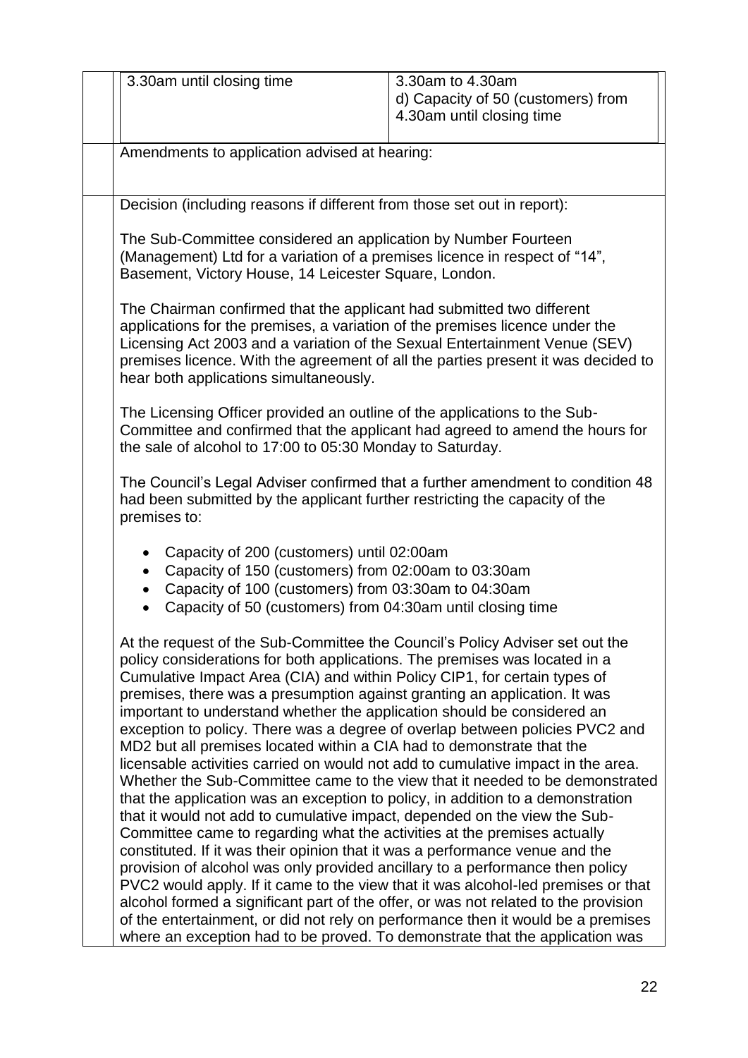| 3.30am until closing time | 3.30am to 4.30am<br>d) Capacity of 50 (customers) from 4.30am until closing time |
|---|---|

Amendments to application advised at hearing:

Decision (including reasons if different from those set out in report):

The Sub-Committee considered an application by Number Fourteen (Management) Ltd for a variation of a premises licence in respect of "14", Basement, Victory House, 14 Leicester Square, London.

The Chairman confirmed that the applicant had submitted two different applications for the premises, a variation of the premises licence under the Licensing Act 2003 and a variation of the Sexual Entertainment Venue (SEV) premises licence. With the agreement of all the parties present it was decided to hear both applications simultaneously.

The Licensing Officer provided an outline of the applications to the Sub-Committee and confirmed that the applicant had agreed to amend the hours for the sale of alcohol to 17:00 to 05:30 Monday to Saturday.

The Council's Legal Adviser confirmed that a further amendment to condition 48 had been submitted by the applicant further restricting the capacity of the premises to:

- Capacity of 200 (customers) until 02:00am
- Capacity of 150 (customers) from 02:00am to 03:30am
- Capacity of 100 (customers) from 03:30am to 04:30am
- Capacity of 50 (customers) from 04:30am until closing time

At the request of the Sub-Committee the Council's Policy Adviser set out the policy considerations for both applications. The premises was located in a Cumulative Impact Area (CIA) and within Policy CIP1, for certain types of premises, there was a presumption against granting an application. It was important to understand whether the application should be considered an exception to policy. There was a degree of overlap between policies PVC2 and MD2 but all premises located within a CIA had to demonstrate that the licensable activities carried on would not add to cumulative impact in the area. Whether the Sub-Committee came to the view that it needed to be demonstrated that the application was an exception to policy, in addition to a demonstration that it would not add to cumulative impact, depended on the view the Sub-Committee came to regarding what the activities at the premises actually constituted. If it was their opinion that it was a performance venue and the provision of alcohol was only provided ancillary to a performance then policy PVC2 would apply. If it came to the view that it was alcohol-led premises or that alcohol formed a significant part of the offer, or was not related to the provision of the entertainment, or did not rely on performance then it would be a premises where an exception had to be proved. To demonstrate that the application was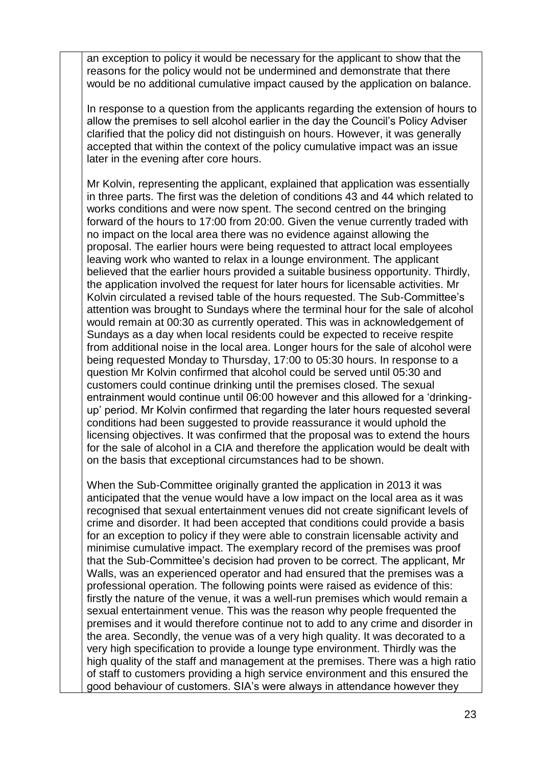an exception to policy it would be necessary for the applicant to show that the reasons for the policy would not be undermined and demonstrate that there would be no additional cumulative impact caused by the application on balance.

In response to a question from the applicants regarding the extension of hours to allow the premises to sell alcohol earlier in the day the Council's Policy Adviser clarified that the policy did not distinguish on hours. However, it was generally accepted that within the context of the policy cumulative impact was an issue later in the evening after core hours.

Mr Kolvin, representing the applicant, explained that application was essentially in three parts. The first was the deletion of conditions 43 and 44 which related to works conditions and were now spent. The second centred on the bringing forward of the hours to 17:00 from 20:00. Given the venue currently traded with no impact on the local area there was no evidence against allowing the proposal. The earlier hours were being requested to attract local employees leaving work who wanted to relax in a lounge environment. The applicant believed that the earlier hours provided a suitable business opportunity. Thirdly, the application involved the request for later hours for licensable activities. Mr Kolvin circulated a revised table of the hours requested. The Sub-Committee's attention was brought to Sundays where the terminal hour for the sale of alcohol would remain at 00:30 as currently operated. This was in acknowledgement of Sundays as a day when local residents could be expected to receive respite from additional noise in the local area. Longer hours for the sale of alcohol were being requested Monday to Thursday, 17:00 to 05:30 hours. In response to a question Mr Kolvin confirmed that alcohol could be served until 05:30 and customers could continue drinking until the premises closed. The sexual entrainment would continue until 06:00 however and this allowed for a 'drinking-up' period. Mr Kolvin confirmed that regarding the later hours requested several conditions had been suggested to provide reassurance it would uphold the licensing objectives. It was confirmed that the proposal was to extend the hours for the sale of alcohol in a CIA and therefore the application would be dealt with on the basis that exceptional circumstances had to be shown.

When the Sub-Committee originally granted the application in 2013 it was anticipated that the venue would have a low impact on the local area as it was recognised that sexual entertainment venues did not create significant levels of crime and disorder. It had been accepted that conditions could provide a basis for an exception to policy if they were able to constrain licensable activity and minimise cumulative impact. The exemplary record of the premises was proof that the Sub-Committee's decision had proven to be correct. The applicant, Mr Walls, was an experienced operator and had ensured that the premises was a professional operation. The following points were raised as evidence of this: firstly the nature of the venue, it was a well-run premises which would remain a sexual entertainment venue. This was the reason why people frequented the premises and it would therefore continue not to add to any crime and disorder in the area. Secondly, the venue was of a very high quality. It was decorated to a very high specification to provide a lounge type environment. Thirdly was the high quality of the staff and management at the premises. There was a high ratio of staff to customers providing a high service environment and this ensured the good behaviour of customers. SIA's were always in attendance however they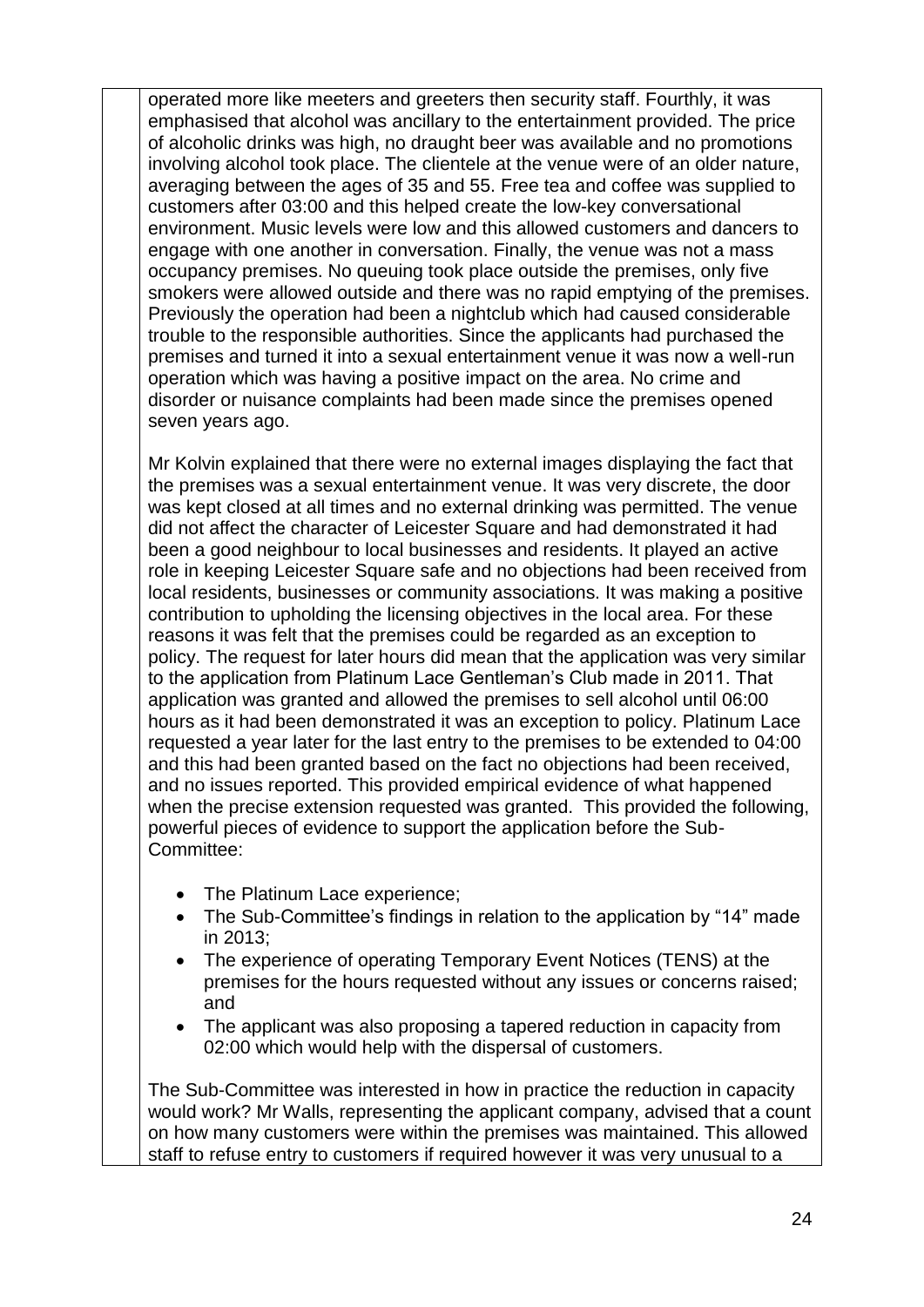operated more like meeters and greeters then security staff. Fourthly, it was emphasised that alcohol was ancillary to the entertainment provided. The price of alcoholic drinks was high, no draught beer was available and no promotions involving alcohol took place. The clientele at the venue were of an older nature, averaging between the ages of 35 and 55. Free tea and coffee was supplied to customers after 03:00 and this helped create the low-key conversational environment. Music levels were low and this allowed customers and dancers to engage with one another in conversation. Finally, the venue was not a mass occupancy premises. No queuing took place outside the premises, only five smokers were allowed outside and there was no rapid emptying of the premises. Previously the operation had been a nightclub which had caused considerable trouble to the responsible authorities. Since the applicants had purchased the premises and turned it into a sexual entertainment venue it was now a well-run operation which was having a positive impact on the area. No crime and disorder or nuisance complaints had been made since the premises opened seven years ago.

Mr Kolvin explained that there were no external images displaying the fact that the premises was a sexual entertainment venue. It was very discrete, the door was kept closed at all times and no external drinking was permitted. The venue did not affect the character of Leicester Square and had demonstrated it had been a good neighbour to local businesses and residents. It played an active role in keeping Leicester Square safe and no objections had been received from local residents, businesses or community associations. It was making a positive contribution to upholding the licensing objectives in the local area. For these reasons it was felt that the premises could be regarded as an exception to policy. The request for later hours did mean that the application was very similar to the application from Platinum Lace Gentleman's Club made in 2011. That application was granted and allowed the premises to sell alcohol until 06:00 hours as it had been demonstrated it was an exception to policy. Platinum Lace requested a year later for the last entry to the premises to be extended to 04:00 and this had been granted based on the fact no objections had been received, and no issues reported. This provided empirical evidence of what happened when the precise extension requested was granted. This provided the following, powerful pieces of evidence to support the application before the Sub-Committee:

- The Platinum Lace experience;
- The Sub-Committee's findings in relation to the application by "14" made in 2013;
- The experience of operating Temporary Event Notices (TENS) at the premises for the hours requested without any issues or concerns raised; and
- The applicant was also proposing a tapered reduction in capacity from 02:00 which would help with the dispersal of customers.

The Sub-Committee was interested in how in practice the reduction in capacity would work? Mr Walls, representing the applicant company, advised that a count on how many customers were within the premises was maintained. This allowed staff to refuse entry to customers if required however it was very unusual to a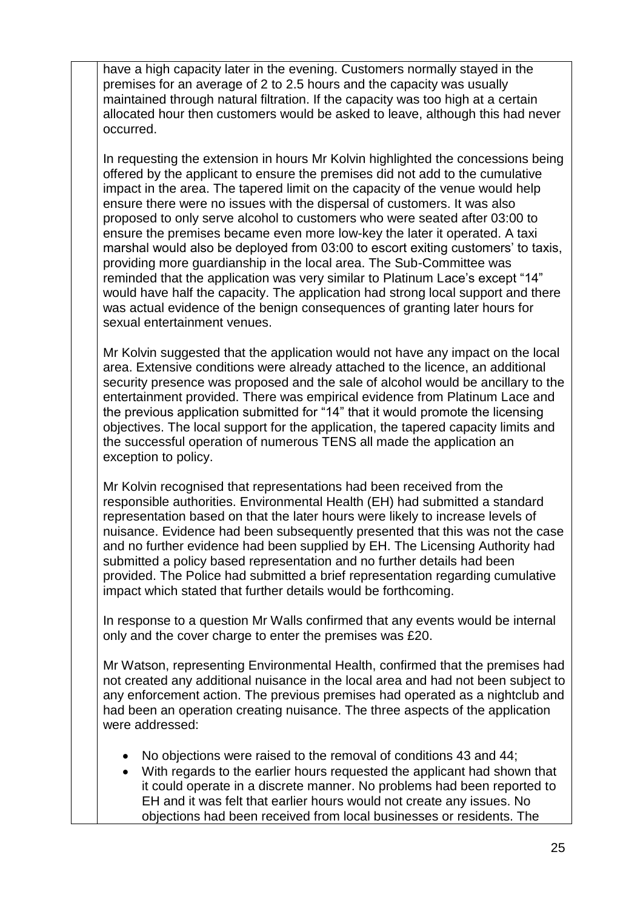have a high capacity later in the evening. Customers normally stayed in the premises for an average of 2 to 2.5 hours and the capacity was usually maintained through natural filtration. If the capacity was too high at a certain allocated hour then customers would be asked to leave, although this had never occurred.

In requesting the extension in hours Mr Kolvin highlighted the concessions being offered by the applicant to ensure the premises did not add to the cumulative impact in the area. The tapered limit on the capacity of the venue would help ensure there were no issues with the dispersal of customers. It was also proposed to only serve alcohol to customers who were seated after 03:00 to ensure the premises became even more low-key the later it operated. A taxi marshal would also be deployed from 03:00 to escort exiting customers' to taxis, providing more guardianship in the local area. The Sub-Committee was reminded that the application was very similar to Platinum Lace's except "14" would have half the capacity. The application had strong local support and there was actual evidence of the benign consequences of granting later hours for sexual entertainment venues.

Mr Kolvin suggested that the application would not have any impact on the local area. Extensive conditions were already attached to the licence, an additional security presence was proposed and the sale of alcohol would be ancillary to the entertainment provided. There was empirical evidence from Platinum Lace and the previous application submitted for "14" that it would promote the licensing objectives. The local support for the application, the tapered capacity limits and the successful operation of numerous TENS all made the application an exception to policy.

Mr Kolvin recognised that representations had been received from the responsible authorities. Environmental Health (EH) had submitted a standard representation based on that the later hours were likely to increase levels of nuisance. Evidence had been subsequently presented that this was not the case and no further evidence had been supplied by EH. The Licensing Authority had submitted a policy based representation and no further details had been provided. The Police had submitted a brief representation regarding cumulative impact which stated that further details would be forthcoming.

In response to a question Mr Walls confirmed that any events would be internal only and the cover charge to enter the premises was £20.

Mr Watson, representing Environmental Health, confirmed that the premises had not created any additional nuisance in the local area and had not been subject to any enforcement action. The previous premises had operated as a nightclub and had been an operation creating nuisance. The three aspects of the application were addressed:

- No objections were raised to the removal of conditions 43 and 44;
- With regards to the earlier hours requested the applicant had shown that it could operate in a discrete manner. No problems had been reported to EH and it was felt that earlier hours would not create any issues. No objections had been received from local businesses or residents. The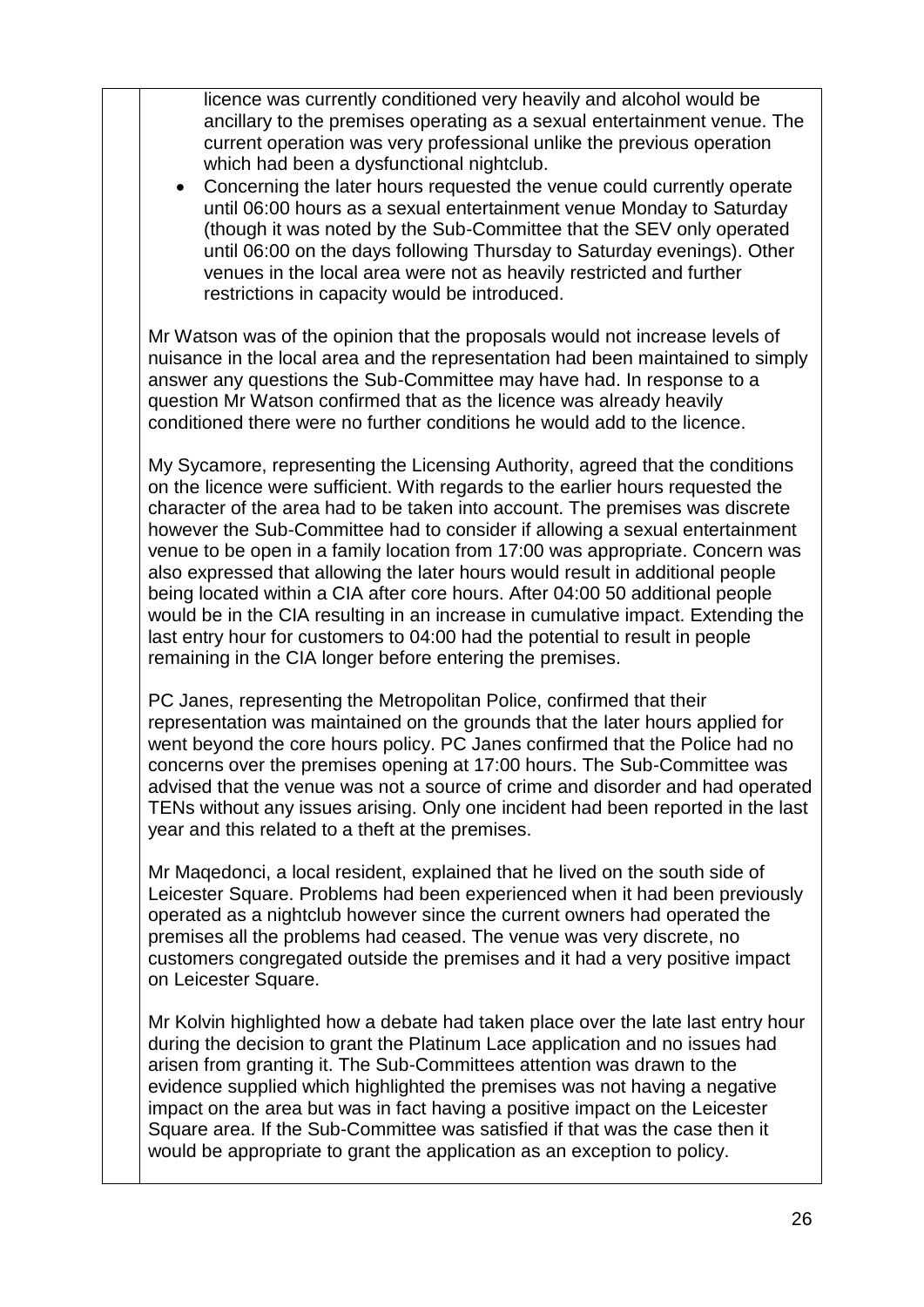licence was currently conditioned very heavily and alcohol would be ancillary to the premises operating as a sexual entertainment venue. The current operation was very professional unlike the previous operation which had been a dysfunctional nightclub.

- Concerning the later hours requested the venue could currently operate until 06:00 hours as a sexual entertainment venue Monday to Saturday (though it was noted by the Sub-Committee that the SEV only operated until 06:00 on the days following Thursday to Saturday evenings). Other venues in the local area were not as heavily restricted and further restrictions in capacity would be introduced.

Mr Watson was of the opinion that the proposals would not increase levels of nuisance in the local area and the representation had been maintained to simply answer any questions the Sub-Committee may have had. In response to a question Mr Watson confirmed that as the licence was already heavily conditioned there were no further conditions he would add to the licence.

My Sycamore, representing the Licensing Authority, agreed that the conditions on the licence were sufficient. With regards to the earlier hours requested the character of the area had to be taken into account. The premises was discrete however the Sub-Committee had to consider if allowing a sexual entertainment venue to be open in a family location from 17:00 was appropriate. Concern was also expressed that allowing the later hours would result in additional people being located within a CIA after core hours. After 04:00 50 additional people would be in the CIA resulting in an increase in cumulative impact. Extending the last entry hour for customers to 04:00 had the potential to result in people remaining in the CIA longer before entering the premises.

PC Janes, representing the Metropolitan Police, confirmed that their representation was maintained on the grounds that the later hours applied for went beyond the core hours policy. PC Janes confirmed that the Police had no concerns over the premises opening at 17:00 hours. The Sub-Committee was advised that the venue was not a source of crime and disorder and had operated TENs without any issues arising. Only one incident had been reported in the last year and this related to a theft at the premises.

Mr Maqedonci, a local resident, explained that he lived on the south side of Leicester Square. Problems had been experienced when it had been previously operated as a nightclub however since the current owners had operated the premises all the problems had ceased. The venue was very discrete, no customers congregated outside the premises and it had a very positive impact on Leicester Square.

Mr Kolvin highlighted how a debate had taken place over the late last entry hour during the decision to grant the Platinum Lace application and no issues had arisen from granting it. The Sub-Committees attention was drawn to the evidence supplied which highlighted the premises was not having a negative impact on the area but was in fact having a positive impact on the Leicester Square area. If the Sub-Committee was satisfied if that was the case then it would be appropriate to grant the application as an exception to policy.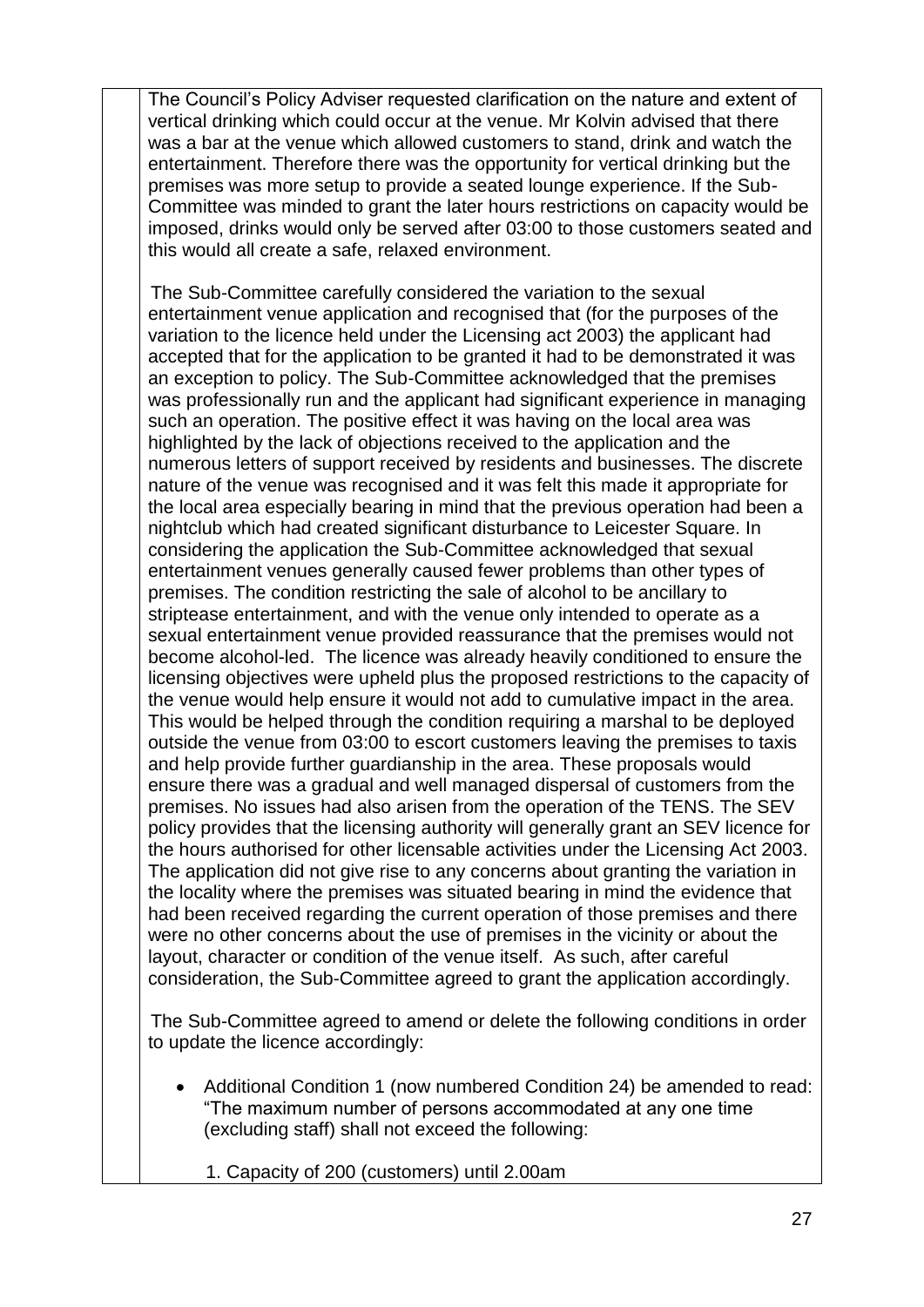The Council's Policy Adviser requested clarification on the nature and extent of vertical drinking which could occur at the venue. Mr Kolvin advised that there was a bar at the venue which allowed customers to stand, drink and watch the entertainment. Therefore there was the opportunity for vertical drinking but the premises was more setup to provide a seated lounge experience. If the Sub-Committee was minded to grant the later hours restrictions on capacity would be imposed, drinks would only be served after 03:00 to those customers seated and this would all create a safe, relaxed environment.

The Sub-Committee carefully considered the variation to the sexual entertainment venue application and recognised that (for the purposes of the variation to the licence held under the Licensing act 2003) the applicant had accepted that for the application to be granted it had to be demonstrated it was an exception to policy. The Sub-Committee acknowledged that the premises was professionally run and the applicant had significant experience in managing such an operation. The positive effect it was having on the local area was highlighted by the lack of objections received to the application and the numerous letters of support received by residents and businesses. The discrete nature of the venue was recognised and it was felt this made it appropriate for the local area especially bearing in mind that the previous operation had been a nightclub which had created significant disturbance to Leicester Square. In considering the application the Sub-Committee acknowledged that sexual entertainment venues generally caused fewer problems than other types of premises. The condition restricting the sale of alcohol to be ancillary to striptease entertainment, and with the venue only intended to operate as a sexual entertainment venue provided reassurance that the premises would not become alcohol-led. The licence was already heavily conditioned to ensure the licensing objectives were upheld plus the proposed restrictions to the capacity of the venue would help ensure it would not add to cumulative impact in the area. This would be helped through the condition requiring a marshal to be deployed outside the venue from 03:00 to escort customers leaving the premises to taxis and help provide further guardianship in the area. These proposals would ensure there was a gradual and well managed dispersal of customers from the premises. No issues had also arisen from the operation of the TENS. The SEV policy provides that the licensing authority will generally grant an SEV licence for the hours authorised for other licensable activities under the Licensing Act 2003. The application did not give rise to any concerns about granting the variation in the locality where the premises was situated bearing in mind the evidence that had been received regarding the current operation of those premises and there were no other concerns about the use of premises in the vicinity or about the layout, character or condition of the venue itself. As such, after careful consideration, the Sub-Committee agreed to grant the application accordingly.

The Sub-Committee agreed to amend or delete the following conditions in order to update the licence accordingly:

- Additional Condition 1 (now numbered Condition 24) be amended to read: "The maximum number of persons accommodated at any one time (excluding staff) shall not exceed the following:

  1. Capacity of 200 (customers) until 2.00am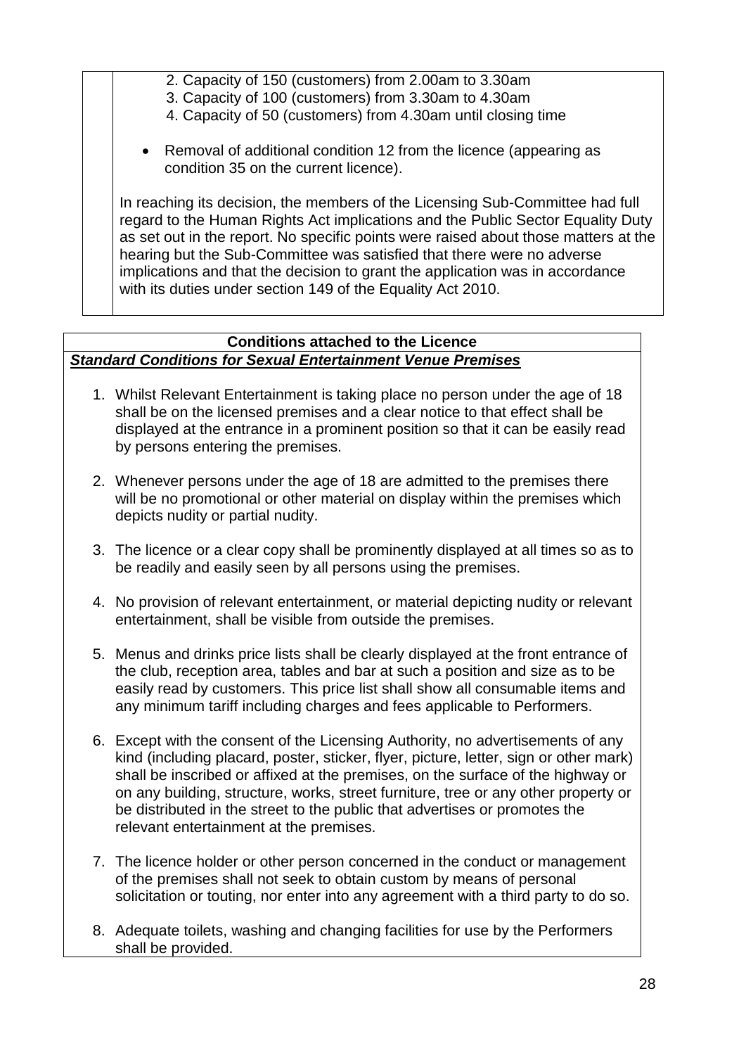2. Capacity of 150 (customers) from 2.00am to 3.30am
3. Capacity of 100 (customers) from 3.30am to 4.30am
4. Capacity of 50 (customers) from 4.30am until closing time

- Removal of additional condition 12 from the licence (appearing as condition 35 on the current licence).

In reaching its decision, the members of the Licensing Sub-Committee had full regard to the Human Rights Act implications and the Public Sector Equality Duty as set out in the report. No specific points were raised about those matters at the hearing but the Sub-Committee was satisfied that there were no adverse implications and that the decision to grant the application was in accordance with its duties under section 149 of the Equality Act 2010.

**Conditions attached to the Licence**

***Standard Conditions for Sexual Entertainment Venue Premises***

1. Whilst Relevant Entertainment is taking place no person under the age of 18 shall be on the licensed premises and a clear notice to that effect shall be displayed at the entrance in a prominent position so that it can be easily read by persons entering the premises.

2. Whenever persons under the age of 18 are admitted to the premises there will be no promotional or other material on display within the premises which depicts nudity or partial nudity.

3. The licence or a clear copy shall be prominently displayed at all times so as to be readily and easily seen by all persons using the premises.

4. No provision of relevant entertainment, or material depicting nudity or relevant entertainment, shall be visible from outside the premises.

5. Menus and drinks price lists shall be clearly displayed at the front entrance of the club, reception area, tables and bar at such a position and size as to be easily read by customers. This price list shall show all consumable items and any minimum tariff including charges and fees applicable to Performers.

6. Except with the consent of the Licensing Authority, no advertisements of any kind (including placard, poster, sticker, flyer, picture, letter, sign or other mark) shall be inscribed or affixed at the premises, on the surface of the highway or on any building, structure, works, street furniture, tree or any other property or be distributed in the street to the public that advertises or promotes the relevant entertainment at the premises.

7. The licence holder or other person concerned in the conduct or management of the premises shall not seek to obtain custom by means of personal solicitation or touting, nor enter into any agreement with a third party to do so.

8. Adequate toilets, washing and changing facilities for use by the Performers shall be provided.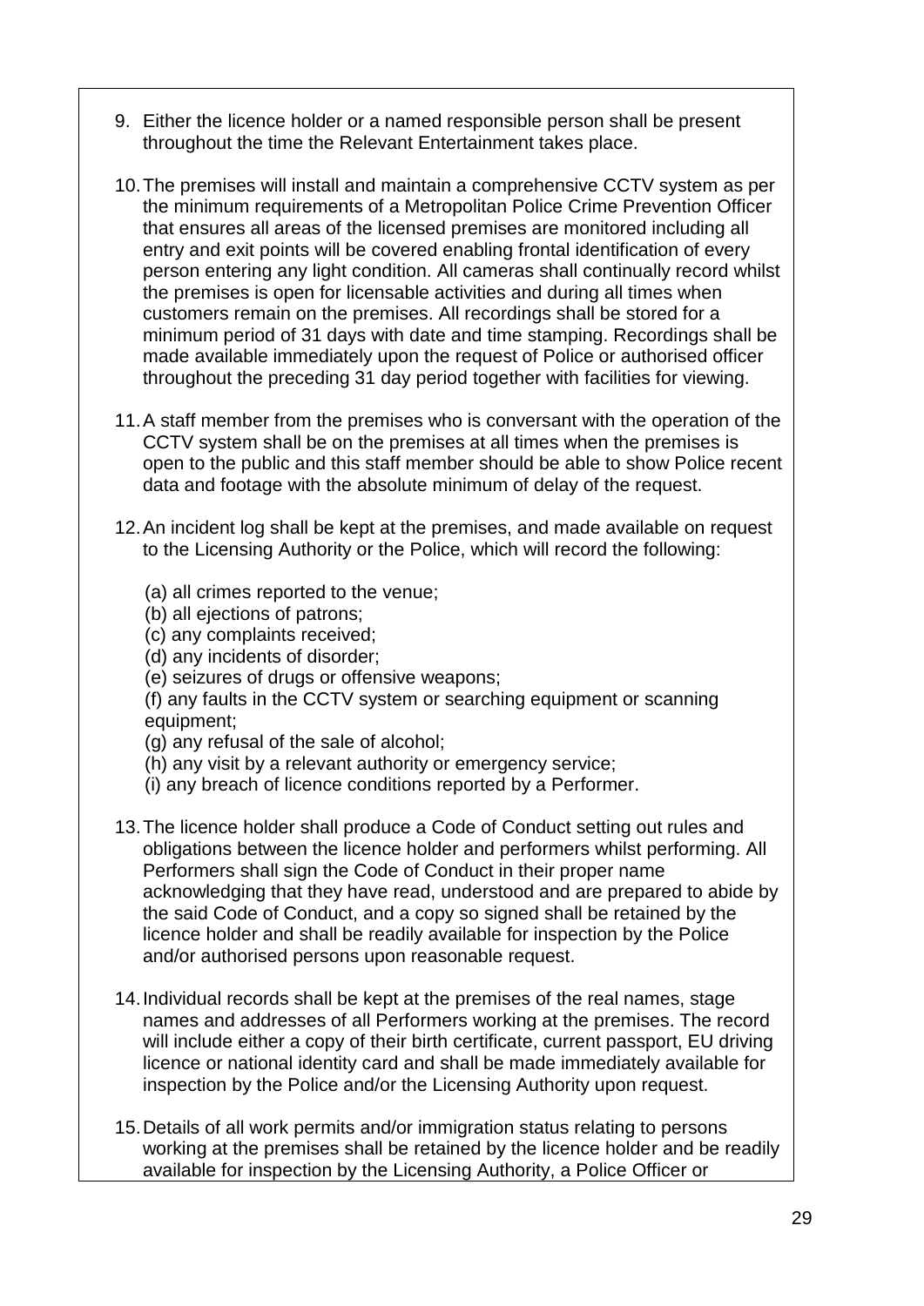9. Either the licence holder or a named responsible person shall be present throughout the time the Relevant Entertainment takes place.

10. The premises will install and maintain a comprehensive CCTV system as per the minimum requirements of a Metropolitan Police Crime Prevention Officer that ensures all areas of the licensed premises are monitored including all entry and exit points will be covered enabling frontal identification of every person entering any light condition. All cameras shall continually record whilst the premises is open for licensable activities and during all times when customers remain on the premises. All recordings shall be stored for a minimum period of 31 days with date and time stamping. Recordings shall be made available immediately upon the request of Police or authorised officer throughout the preceding 31 day period together with facilities for viewing.

11. A staff member from the premises who is conversant with the operation of the CCTV system shall be on the premises at all times when the premises is open to the public and this staff member should be able to show Police recent data and footage with the absolute minimum of delay of the request.

12. An incident log shall be kept at the premises, and made available on request to the Licensing Authority or the Police, which will record the following:

    (a) all crimes reported to the venue;
    (b) all ejections of patrons;
    (c) any complaints received;
    (d) any incidents of disorder;
    (e) seizures of drugs or offensive weapons;
    (f) any faults in the CCTV system or searching equipment or scanning equipment;
    (g) any refusal of the sale of alcohol;
    (h) any visit by a relevant authority or emergency service;
    (i) any breach of licence conditions reported by a Performer.

13. The licence holder shall produce a Code of Conduct setting out rules and obligations between the licence holder and performers whilst performing. All Performers shall sign the Code of Conduct in their proper name acknowledging that they have read, understood and are prepared to abide by the said Code of Conduct, and a copy so signed shall be retained by the licence holder and shall be readily available for inspection by the Police and/or authorised persons upon reasonable request.

14. Individual records shall be kept at the premises of the real names, stage names and addresses of all Performers working at the premises. The record will include either a copy of their birth certificate, current passport, EU driving licence or national identity card and shall be made immediately available for inspection by the Police and/or the Licensing Authority upon request.

15. Details of all work permits and/or immigration status relating to persons working at the premises shall be retained by the licence holder and be readily available for inspection by the Licensing Authority, a Police Officer or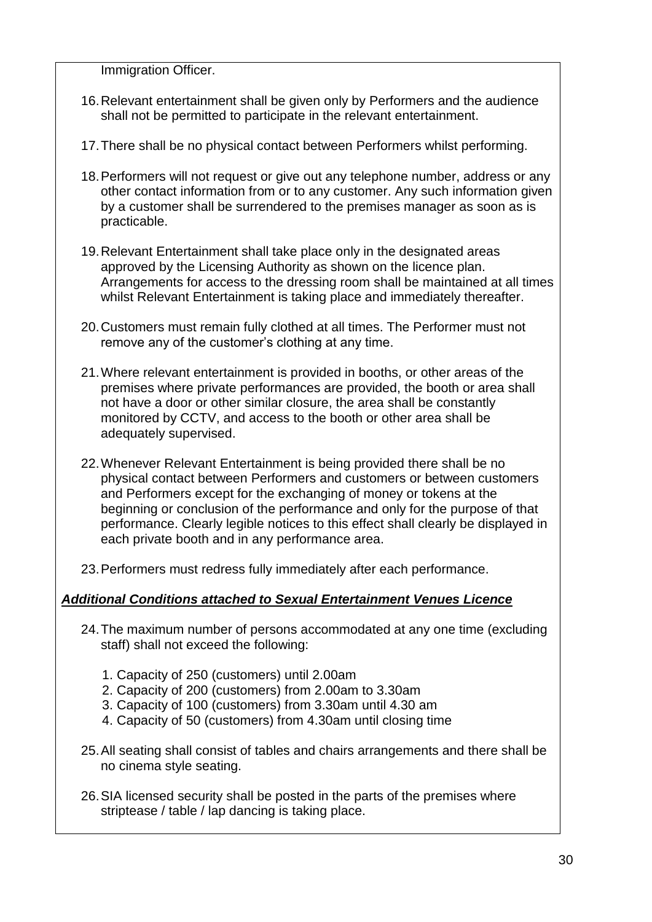Immigration Officer.

16. Relevant entertainment shall be given only by Performers and the audience shall not be permitted to participate in the relevant entertainment.

17. There shall be no physical contact between Performers whilst performing.

18. Performers will not request or give out any telephone number, address or any other contact information from or to any customer. Any such information given by a customer shall be surrendered to the premises manager as soon as is practicable.

19. Relevant Entertainment shall take place only in the designated areas approved by the Licensing Authority as shown on the licence plan. Arrangements for access to the dressing room shall be maintained at all times whilst Relevant Entertainment is taking place and immediately thereafter.

20. Customers must remain fully clothed at all times. The Performer must not remove any of the customer's clothing at any time.

21. Where relevant entertainment is provided in booths, or other areas of the premises where private performances are provided, the booth or area shall not have a door or other similar closure, the area shall be constantly monitored by CCTV, and access to the booth or other area shall be adequately supervised.

22. Whenever Relevant Entertainment is being provided there shall be no physical contact between Performers and customers or between customers and Performers except for the exchanging of money or tokens at the beginning or conclusion of the performance and only for the purpose of that performance. Clearly legible notices to this effect shall clearly be displayed in each private booth and in any performance area.

23. Performers must redress fully immediately after each performance.

***Additional Conditions attached to Sexual Entertainment Venues Licence***

24. The maximum number of persons accommodated at any one time (excluding staff) shall not exceed the following:

    1. Capacity of 250 (customers) until 2.00am
    2. Capacity of 200 (customers) from 2.00am to 3.30am
    3. Capacity of 100 (customers) from 3.30am until 4.30 am
    4. Capacity of 50 (customers) from 4.30am until closing time

25. All seating shall consist of tables and chairs arrangements and there shall be no cinema style seating.

26. SIA licensed security shall be posted in the parts of the premises where striptease / table / lap dancing is taking place.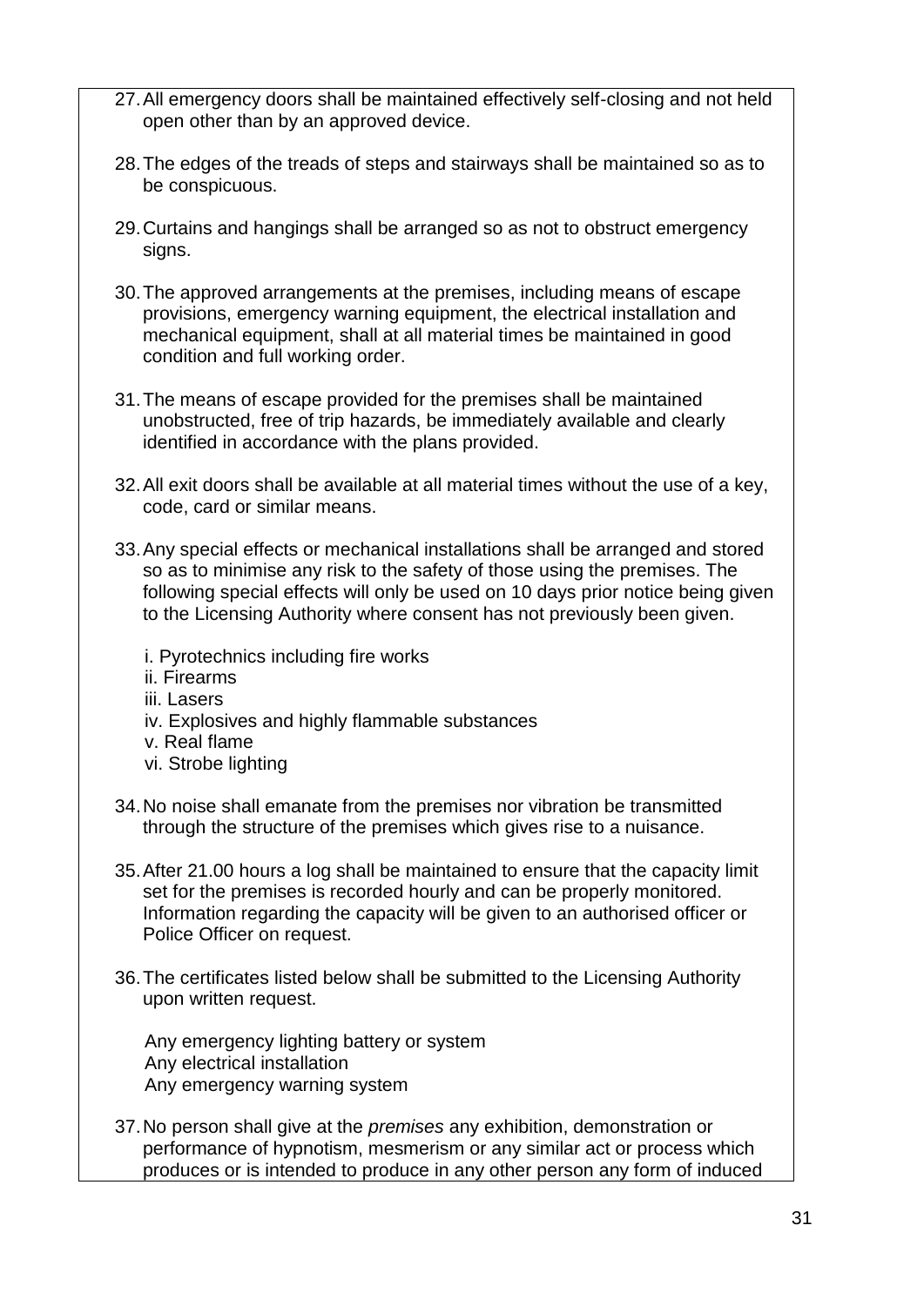27. All emergency doors shall be maintained effectively self-closing and not held open other than by an approved device.

28. The edges of the treads of steps and stairways shall be maintained so as to be conspicuous.

29. Curtains and hangings shall be arranged so as not to obstruct emergency signs.

30. The approved arrangements at the premises, including means of escape provisions, emergency warning equipment, the electrical installation and mechanical equipment, shall at all material times be maintained in good condition and full working order.

31. The means of escape provided for the premises shall be maintained unobstructed, free of trip hazards, be immediately available and clearly identified in accordance with the plans provided.

32. All exit doors shall be available at all material times without the use of a key, code, card or similar means.

33. Any special effects or mechanical installations shall be arranged and stored so as to minimise any risk to the safety of those using the premises. The following special effects will only be used on 10 days prior notice being given to the Licensing Authority where consent has not previously been given.

    i. Pyrotechnics including fire works
    ii. Firearms
    iii. Lasers
    iv. Explosives and highly flammable substances
    v. Real flame
    vi. Strobe lighting

34. No noise shall emanate from the premises nor vibration be transmitted through the structure of the premises which gives rise to a nuisance.

35. After 21.00 hours a log shall be maintained to ensure that the capacity limit set for the premises is recorded hourly and can be properly monitored. Information regarding the capacity will be given to an authorised officer or Police Officer on request.

36. The certificates listed below shall be submitted to the Licensing Authority upon written request.

    Any emergency lighting battery or system
    Any electrical installation
    Any emergency warning system

37. No person shall give at the *premises* any exhibition, demonstration or performance of hypnotism, mesmerism or any similar act or process which produces or is intended to produce in any other person any form of induced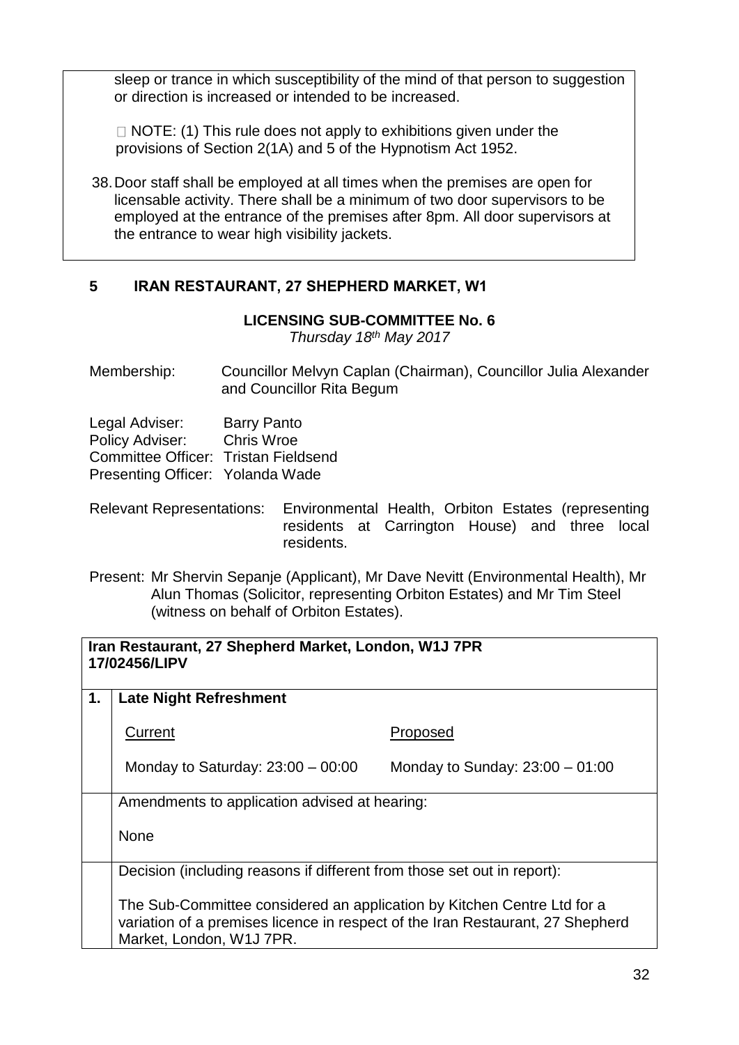sleep or trance in which susceptibility of the mind of that person to suggestion or direction is increased or intended to be increased.

 NOTE: (1) This rule does not apply to exhibitions given under the provisions of Section 2(1A) and 5 of the Hypnotism Act 1952.

38. Door staff shall be employed at all times when the premises are open for licensable activity. There shall be a minimum of two door supervisors to be employed at the entrance of the premises after 8pm. All door supervisors at the entrance to wear high visibility jackets.

## 5 IRAN RESTAURANT, 27 SHEPHERD MARKET, W1

**LICENSING SUB-COMMITTEE No. 6**
*Thursday 18th May 2017*

Membership: Councillor Melvyn Caplan (Chairman), Councillor Julia Alexander and Councillor Rita Begum

Legal Adviser: Barry Panto
Policy Adviser: Chris Wroe
Committee Officer: Tristan Fieldsend
Presenting Officer: Yolanda Wade

Relevant Representations: Environmental Health, Orbiton Estates (representing residents at Carrington House) and three local residents.

Present: Mr Shervin Sepanje (Applicant), Mr Dave Nevitt (Environmental Health), Mr Alun Thomas (Solicitor, representing Orbiton Estates) and Mr Tim Steel (witness on behalf of Orbiton Estates).

| **Iran Restaurant, 27 Shepherd Market, London, W1J 7PR 17/02456/LIPV** | | |
|---|---|---|
| **1.** | **Late Night Refreshment** | |
| | Current | Proposed |
| | Monday to Saturday: 23:00 – 00:00 | Monday to Sunday: 23:00 – 01:00 |
| | Amendments to application advised at hearing:<br><br>None | |
| | Decision (including reasons if different from those set out in report):<br><br>The Sub-Committee considered an application by Kitchen Centre Ltd for a variation of a premises licence in respect of the Iran Restaurant, 27 Shepherd Market, London, W1J 7PR. | |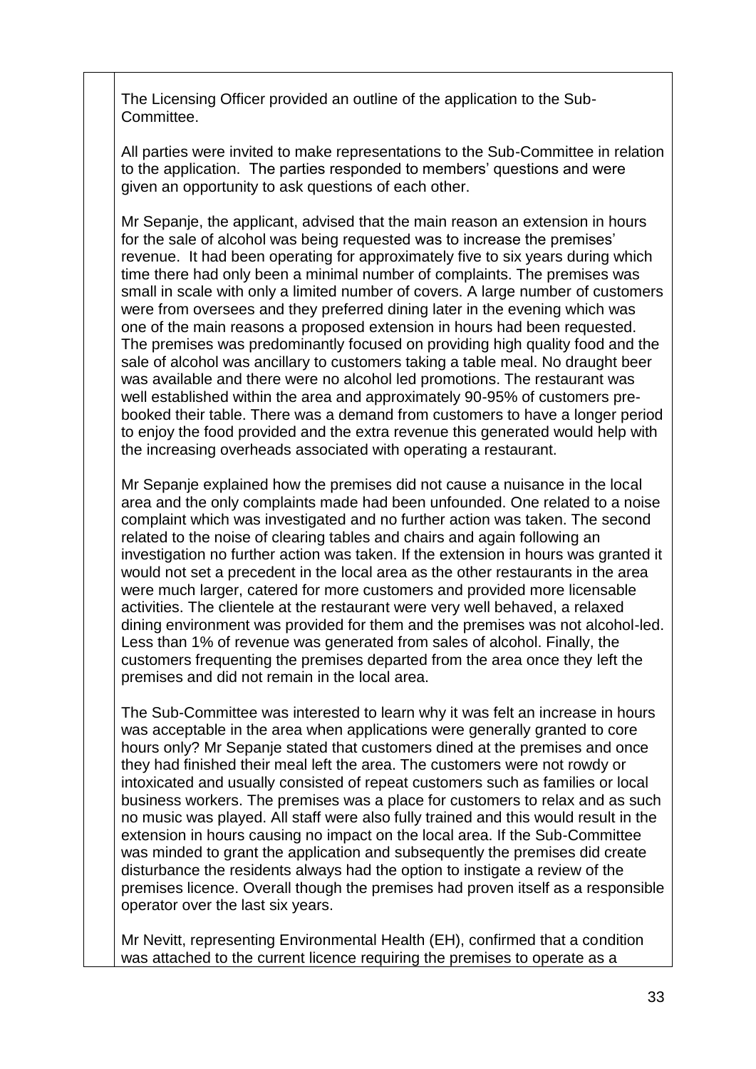The Licensing Officer provided an outline of the application to the Sub-Committee.

All parties were invited to make representations to the Sub-Committee in relation to the application. The parties responded to members' questions and were given an opportunity to ask questions of each other.

Mr Sepanje, the applicant, advised that the main reason an extension in hours for the sale of alcohol was being requested was to increase the premises' revenue. It had been operating for approximately five to six years during which time there had only been a minimal number of complaints. The premises was small in scale with only a limited number of covers. A large number of customers were from oversees and they preferred dining later in the evening which was one of the main reasons a proposed extension in hours had been requested. The premises was predominantly focused on providing high quality food and the sale of alcohol was ancillary to customers taking a table meal. No draught beer was available and there were no alcohol led promotions. The restaurant was well established within the area and approximately 90-95% of customers pre-booked their table. There was a demand from customers to have a longer period to enjoy the food provided and the extra revenue this generated would help with the increasing overheads associated with operating a restaurant.

Mr Sepanje explained how the premises did not cause a nuisance in the local area and the only complaints made had been unfounded. One related to a noise complaint which was investigated and no further action was taken. The second related to the noise of clearing tables and chairs and again following an investigation no further action was taken. If the extension in hours was granted it would not set a precedent in the local area as the other restaurants in the area were much larger, catered for more customers and provided more licensable activities. The clientele at the restaurant were very well behaved, a relaxed dining environment was provided for them and the premises was not alcohol-led. Less than 1% of revenue was generated from sales of alcohol. Finally, the customers frequenting the premises departed from the area once they left the premises and did not remain in the local area.

The Sub-Committee was interested to learn why it was felt an increase in hours was acceptable in the area when applications were generally granted to core hours only? Mr Sepanje stated that customers dined at the premises and once they had finished their meal left the area. The customers were not rowdy or intoxicated and usually consisted of repeat customers such as families or local business workers. The premises was a place for customers to relax and as such no music was played. All staff were also fully trained and this would result in the extension in hours causing no impact on the local area. If the Sub-Committee was minded to grant the application and subsequently the premises did create disturbance the residents always had the option to instigate a review of the premises licence. Overall though the premises had proven itself as a responsible operator over the last six years.

Mr Nevitt, representing Environmental Health (EH), confirmed that a condition was attached to the current licence requiring the premises to operate as a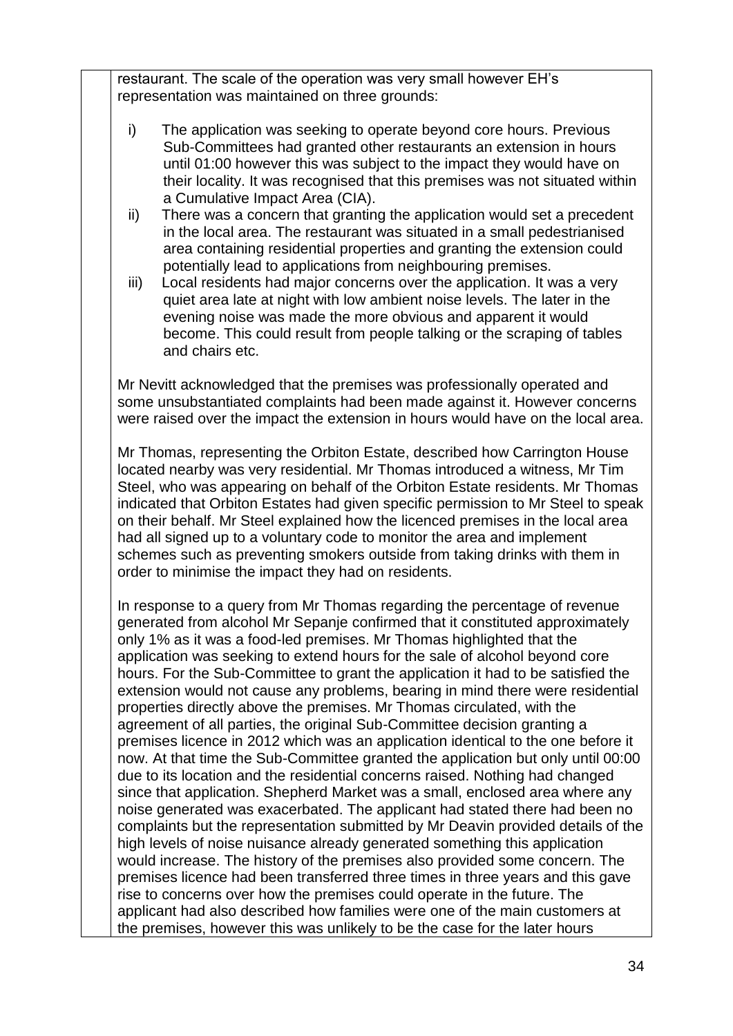restaurant. The scale of the operation was very small however EH's representation was maintained on three grounds:

i) The application was seeking to operate beyond core hours. Previous Sub-Committees had granted other restaurants an extension in hours until 01:00 however this was subject to the impact they would have on their locality. It was recognised that this premises was not situated within a Cumulative Impact Area (CIA).

ii) There was a concern that granting the application would set a precedent in the local area. The restaurant was situated in a small pedestrianised area containing residential properties and granting the extension could potentially lead to applications from neighbouring premises.

iii) Local residents had major concerns over the application. It was a very quiet area late at night with low ambient noise levels. The later in the evening noise was made the more obvious and apparent it would become. This could result from people talking or the scraping of tables and chairs etc.

Mr Nevitt acknowledged that the premises was professionally operated and some unsubstantiated complaints had been made against it. However concerns were raised over the impact the extension in hours would have on the local area.

Mr Thomas, representing the Orbiton Estate, described how Carrington House located nearby was very residential. Mr Thomas introduced a witness, Mr Tim Steel, who was appearing on behalf of the Orbiton Estate residents. Mr Thomas indicated that Orbiton Estates had given specific permission to Mr Steel to speak on their behalf. Mr Steel explained how the licenced premises in the local area had all signed up to a voluntary code to monitor the area and implement schemes such as preventing smokers outside from taking drinks with them in order to minimise the impact they had on residents.

In response to a query from Mr Thomas regarding the percentage of revenue generated from alcohol Mr Sepanje confirmed that it constituted approximately only 1% as it was a food-led premises. Mr Thomas highlighted that the application was seeking to extend hours for the sale of alcohol beyond core hours. For the Sub-Committee to grant the application it had to be satisfied the extension would not cause any problems, bearing in mind there were residential properties directly above the premises. Mr Thomas circulated, with the agreement of all parties, the original Sub-Committee decision granting a premises licence in 2012 which was an application identical to the one before it now. At that time the Sub-Committee granted the application but only until 00:00 due to its location and the residential concerns raised. Nothing had changed since that application. Shepherd Market was a small, enclosed area where any noise generated was exacerbated. The applicant had stated there had been no complaints but the representation submitted by Mr Deavin provided details of the high levels of noise nuisance already generated something this application would increase. The history of the premises also provided some concern. The premises licence had been transferred three times in three years and this gave rise to concerns over how the premises could operate in the future. The applicant had also described how families were one of the main customers at the premises, however this was unlikely to be the case for the later hours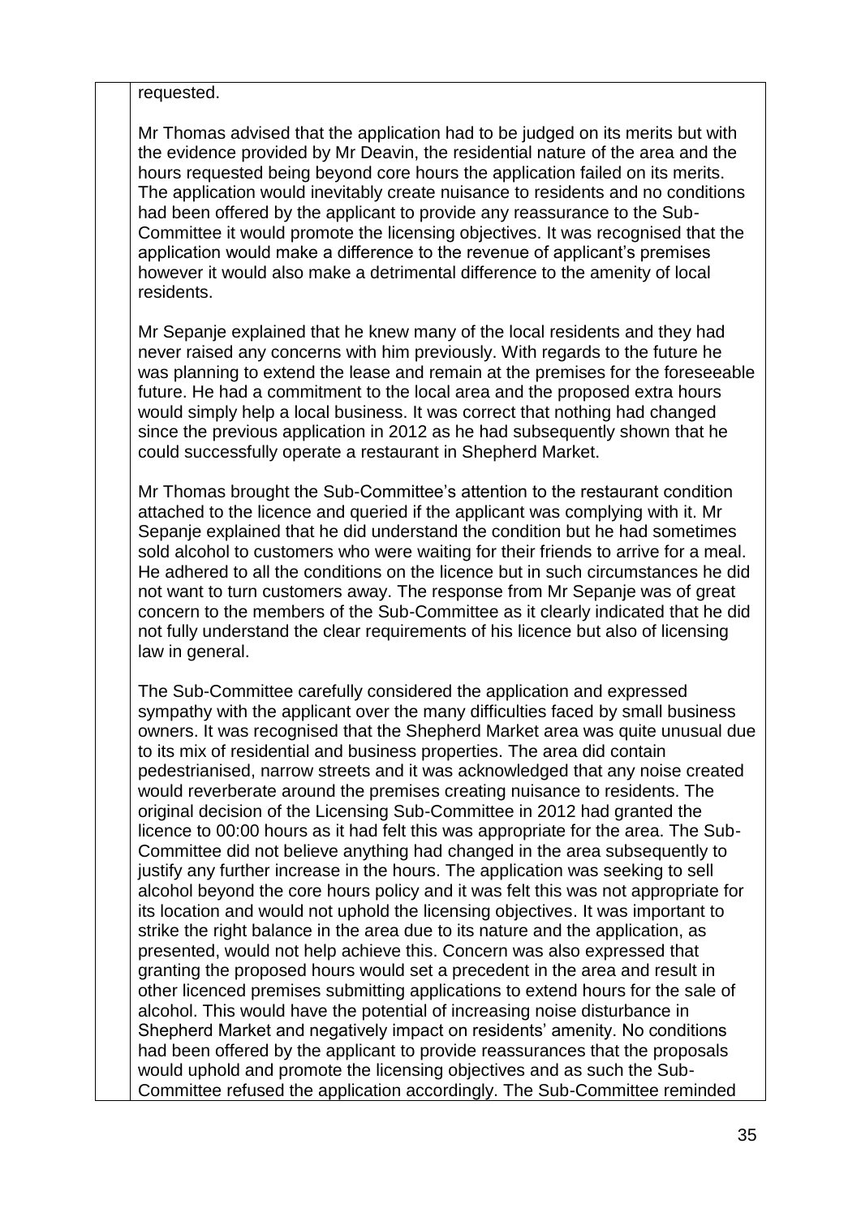requested.

Mr Thomas advised that the application had to be judged on its merits but with the evidence provided by Mr Deavin, the residential nature of the area and the hours requested being beyond core hours the application failed on its merits. The application would inevitably create nuisance to residents and no conditions had been offered by the applicant to provide any reassurance to the Sub-Committee it would promote the licensing objectives. It was recognised that the application would make a difference to the revenue of applicant's premises however it would also make a detrimental difference to the amenity of local residents.

Mr Sepanje explained that he knew many of the local residents and they had never raised any concerns with him previously. With regards to the future he was planning to extend the lease and remain at the premises for the foreseeable future. He had a commitment to the local area and the proposed extra hours would simply help a local business. It was correct that nothing had changed since the previous application in 2012 as he had subsequently shown that he could successfully operate a restaurant in Shepherd Market.

Mr Thomas brought the Sub-Committee's attention to the restaurant condition attached to the licence and queried if the applicant was complying with it. Mr Sepanje explained that he did understand the condition but he had sometimes sold alcohol to customers who were waiting for their friends to arrive for a meal. He adhered to all the conditions on the licence but in such circumstances he did not want to turn customers away. The response from Mr Sepanje was of great concern to the members of the Sub-Committee as it clearly indicated that he did not fully understand the clear requirements of his licence but also of licensing law in general.

The Sub-Committee carefully considered the application and expressed sympathy with the applicant over the many difficulties faced by small business owners. It was recognised that the Shepherd Market area was quite unusual due to its mix of residential and business properties. The area did contain pedestrianised, narrow streets and it was acknowledged that any noise created would reverberate around the premises creating nuisance to residents. The original decision of the Licensing Sub-Committee in 2012 had granted the licence to 00:00 hours as it had felt this was appropriate for the area. The Sub-Committee did not believe anything had changed in the area subsequently to justify any further increase in the hours. The application was seeking to sell alcohol beyond the core hours policy and it was felt this was not appropriate for its location and would not uphold the licensing objectives. It was important to strike the right balance in the area due to its nature and the application, as presented, would not help achieve this. Concern was also expressed that granting the proposed hours would set a precedent in the area and result in other licenced premises submitting applications to extend hours for the sale of alcohol. This would have the potential of increasing noise disturbance in Shepherd Market and negatively impact on residents' amenity. No conditions had been offered by the applicant to provide reassurances that the proposals would uphold and promote the licensing objectives and as such the Sub-Committee refused the application accordingly. The Sub-Committee reminded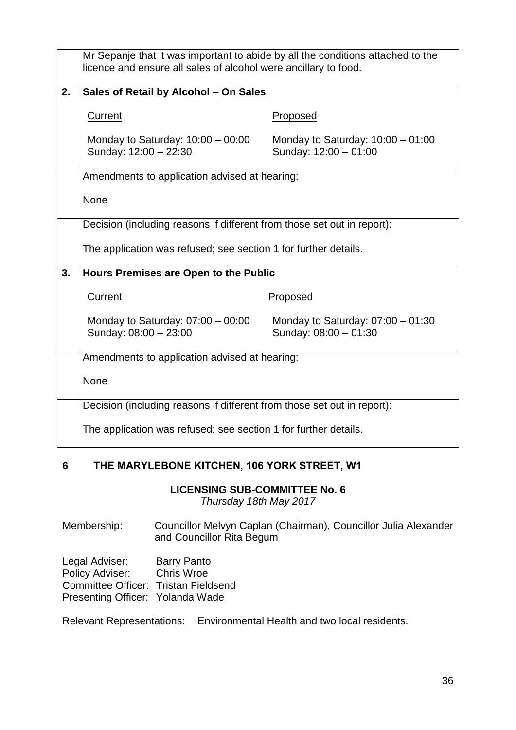| | |
|---|---|
| | Mr Sepanje that it was important to abide by all the conditions attached to the licence and ensure all sales of alcohol were ancillary to food. |
| **2.** | **Sales of Retail by Alcohol – On Sales**<br><br>Current<br>Monday to Saturday: 10:00 – 00:00<br>Sunday: 12:00 – 22:30<br><br>Proposed<br>Monday to Saturday: 10:00 – 01:00<br>Sunday: 12:00 – 01:00 |
| | Amendments to application advised at hearing:<br><br>None |
| | Decision (including reasons if different from those set out in report):<br><br>The application was refused; see section 1 for further details. |
| **3.** | **Hours Premises are Open to the Public**<br><br>Current<br>Monday to Saturday: 07:00 – 00:00<br>Sunday: 08:00 – 23:00<br><br>Proposed<br>Monday to Saturday: 07:00 – 01:30<br>Sunday: 08:00 – 01:30 |
| | Amendments to application advised at hearing:<br><br>None |
| | Decision (including reasons if different from those set out in report):<br><br>The application was refused; see section 1 for further details. |

## 6 THE MARYLEBONE KITCHEN, 106 YORK STREET, W1

**LICENSING SUB-COMMITTEE No. 6**
*Thursday 18th May 2017*

Membership: Councillor Melvyn Caplan (Chairman), Councillor Julia Alexander and Councillor Rita Begum

Legal Adviser: Barry Panto
Policy Adviser: Chris Wroe
Committee Officer: Tristan Fieldsend
Presenting Officer: Yolanda Wade

Relevant Representations: Environmental Health and two local residents.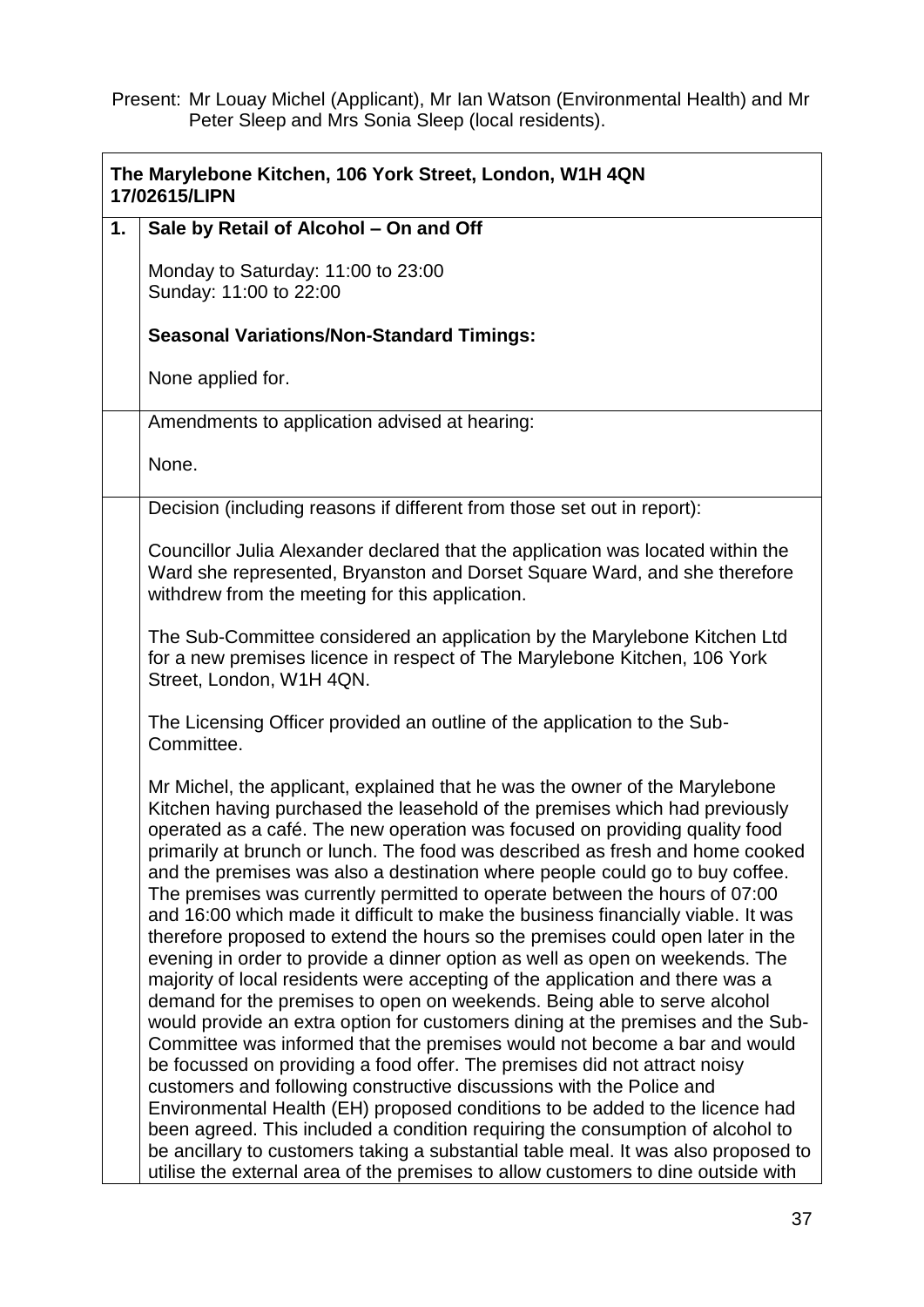Present: Mr Louay Michel (Applicant), Mr Ian Watson (Environmental Health) and Mr Peter Sleep and Mrs Sonia Sleep (local residents).

| **The Marylebone Kitchen, 106 York Street, London, W1H 4QN**<br>**17/02615/LIPN** | |
|---|---|
| **1.** | **Sale by Retail of Alcohol – On and Off**<br><br>Monday to Saturday: 11:00 to 23:00<br>Sunday: 11:00 to 22:00<br><br>**Seasonal Variations/Non-Standard Timings:**<br><br>None applied for. |
| | Amendments to application advised at hearing:<br><br>None. |
| | Decision (including reasons if different from those set out in report):<br><br>Councillor Julia Alexander declared that the application was located within the Ward she represented, Bryanston and Dorset Square Ward, and she therefore withdrew from the meeting for this application.<br><br>The Sub-Committee considered an application by the Marylebone Kitchen Ltd for a new premises licence in respect of The Marylebone Kitchen, 106 York Street, London, W1H 4QN.<br><br>The Licensing Officer provided an outline of the application to the Sub-Committee.<br><br>Mr Michel, the applicant, explained that he was the owner of the Marylebone Kitchen having purchased the leasehold of the premises which had previously operated as a café. The new operation was focused on providing quality food primarily at brunch or lunch. The food was described as fresh and home cooked and the premises was also a destination where people could go to buy coffee. The premises was currently permitted to operate between the hours of 07:00 and 16:00 which made it difficult to make the business financially viable. It was therefore proposed to extend the hours so the premises could open later in the evening in order to provide a dinner option as well as open on weekends. The majority of local residents were accepting of the application and there was a demand for the premises to open on weekends. Being able to serve alcohol would provide an extra option for customers dining at the premises and the Sub-Committee was informed that the premises would not become a bar and would be focussed on providing a food offer. The premises did not attract noisy customers and following constructive discussions with the Police and Environmental Health (EH) proposed conditions to be added to the licence had been agreed. This included a condition requiring the consumption of alcohol to be ancillary to customers taking a substantial table meal. It was also proposed to utilise the external area of the premises to allow customers to dine outside with |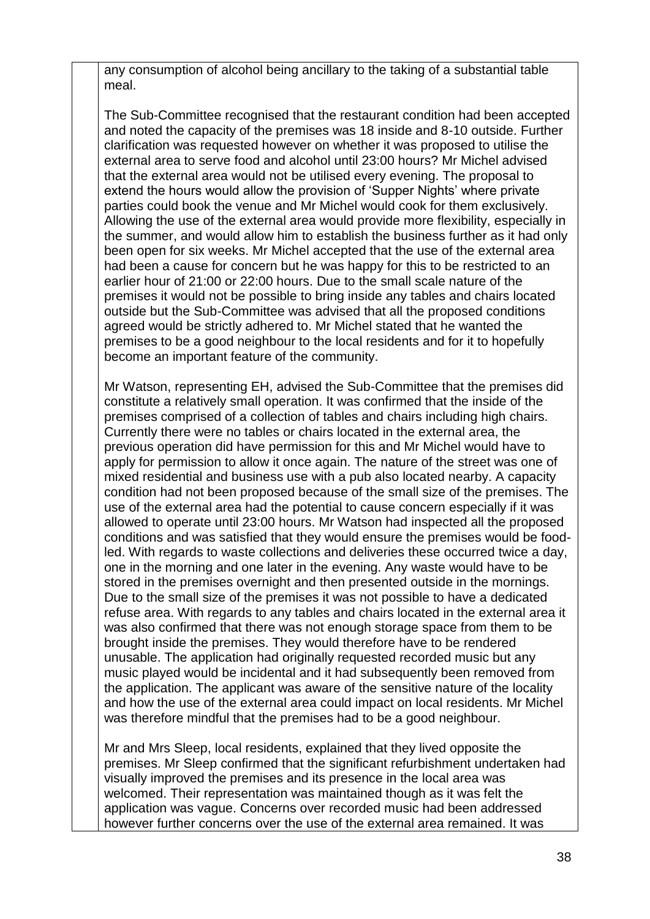any consumption of alcohol being ancillary to the taking of a substantial table meal.

The Sub-Committee recognised that the restaurant condition had been accepted and noted the capacity of the premises was 18 inside and 8-10 outside. Further clarification was requested however on whether it was proposed to utilise the external area to serve food and alcohol until 23:00 hours? Mr Michel advised that the external area would not be utilised every evening. The proposal to extend the hours would allow the provision of 'Supper Nights' where private parties could book the venue and Mr Michel would cook for them exclusively. Allowing the use of the external area would provide more flexibility, especially in the summer, and would allow him to establish the business further as it had only been open for six weeks. Mr Michel accepted that the use of the external area had been a cause for concern but he was happy for this to be restricted to an earlier hour of 21:00 or 22:00 hours. Due to the small scale nature of the premises it would not be possible to bring inside any tables and chairs located outside but the Sub-Committee was advised that all the proposed conditions agreed would be strictly adhered to. Mr Michel stated that he wanted the premises to be a good neighbour to the local residents and for it to hopefully become an important feature of the community.

Mr Watson, representing EH, advised the Sub-Committee that the premises did constitute a relatively small operation. It was confirmed that the inside of the premises comprised of a collection of tables and chairs including high chairs. Currently there were no tables or chairs located in the external area, the previous operation did have permission for this and Mr Michel would have to apply for permission to allow it once again. The nature of the street was one of mixed residential and business use with a pub also located nearby. A capacity condition had not been proposed because of the small size of the premises. The use of the external area had the potential to cause concern especially if it was allowed to operate until 23:00 hours. Mr Watson had inspected all the proposed conditions and was satisfied that they would ensure the premises would be food-led. With regards to waste collections and deliveries these occurred twice a day, one in the morning and one later in the evening. Any waste would have to be stored in the premises overnight and then presented outside in the mornings. Due to the small size of the premises it was not possible to have a dedicated refuse area. With regards to any tables and chairs located in the external area it was also confirmed that there was not enough storage space from them to be brought inside the premises. They would therefore have to be rendered unusable. The application had originally requested recorded music but any music played would be incidental and it had subsequently been removed from the application. The applicant was aware of the sensitive nature of the locality and how the use of the external area could impact on local residents. Mr Michel was therefore mindful that the premises had to be a good neighbour.

Mr and Mrs Sleep, local residents, explained that they lived opposite the premises. Mr Sleep confirmed that the significant refurbishment undertaken had visually improved the premises and its presence in the local area was welcomed. Their representation was maintained though as it was felt the application was vague. Concerns over recorded music had been addressed however further concerns over the use of the external area remained. It was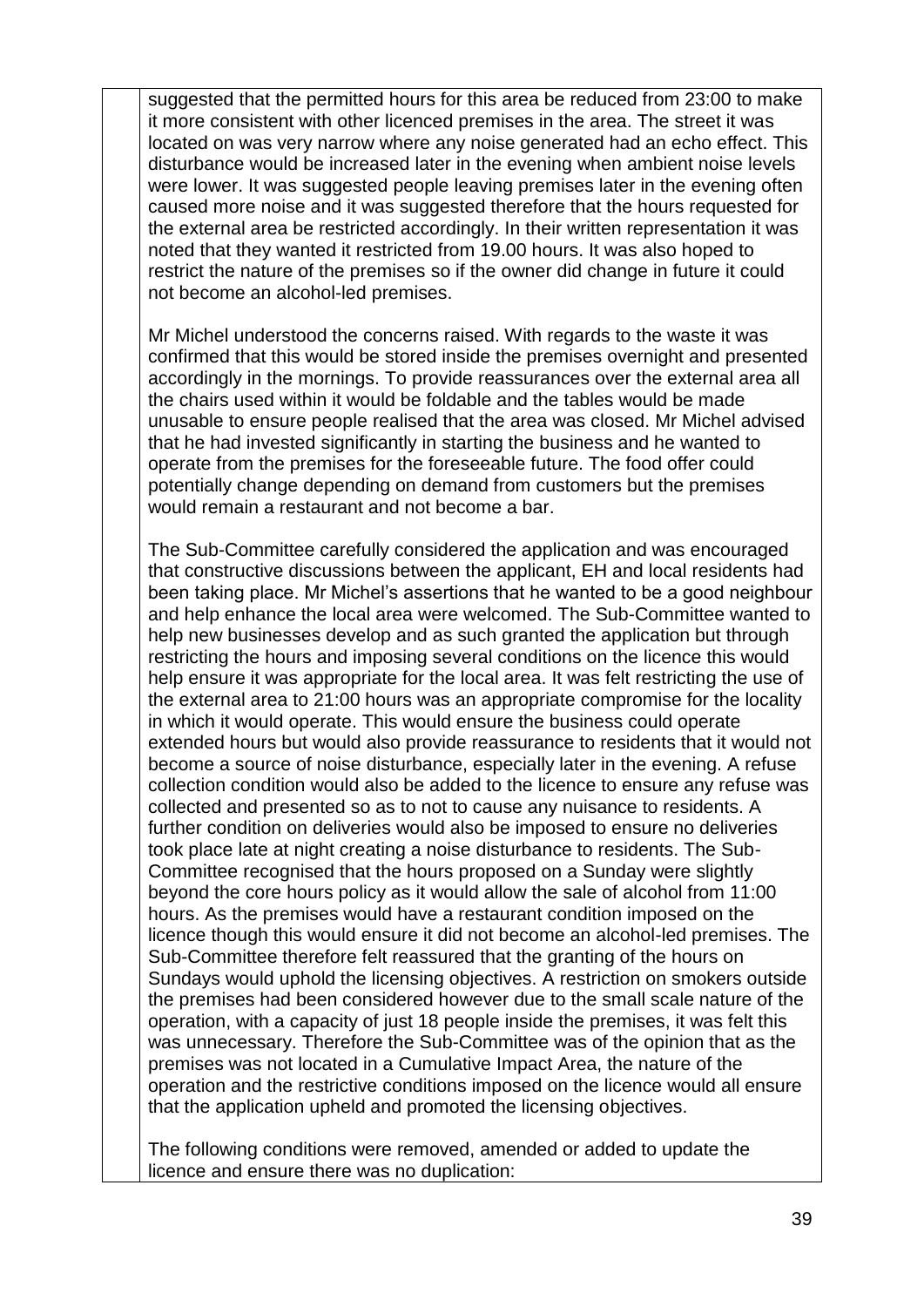suggested that the permitted hours for this area be reduced from 23:00 to make it more consistent with other licenced premises in the area. The street it was located on was very narrow where any noise generated had an echo effect. This disturbance would be increased later in the evening when ambient noise levels were lower. It was suggested people leaving premises later in the evening often caused more noise and it was suggested therefore that the hours requested for the external area be restricted accordingly. In their written representation it was noted that they wanted it restricted from 19.00 hours. It was also hoped to restrict the nature of the premises so if the owner did change in future it could not become an alcohol-led premises.

Mr Michel understood the concerns raised. With regards to the waste it was confirmed that this would be stored inside the premises overnight and presented accordingly in the mornings. To provide reassurances over the external area all the chairs used within it would be foldable and the tables would be made unusable to ensure people realised that the area was closed. Mr Michel advised that he had invested significantly in starting the business and he wanted to operate from the premises for the foreseeable future. The food offer could potentially change depending on demand from customers but the premises would remain a restaurant and not become a bar.

The Sub-Committee carefully considered the application and was encouraged that constructive discussions between the applicant, EH and local residents had been taking place. Mr Michel's assertions that he wanted to be a good neighbour and help enhance the local area were welcomed. The Sub-Committee wanted to help new businesses develop and as such granted the application but through restricting the hours and imposing several conditions on the licence this would help ensure it was appropriate for the local area. It was felt restricting the use of the external area to 21:00 hours was an appropriate compromise for the locality in which it would operate. This would ensure the business could operate extended hours but would also provide reassurance to residents that it would not become a source of noise disturbance, especially later in the evening. A refuse collection condition would also be added to the licence to ensure any refuse was collected and presented so as to not to cause any nuisance to residents. A further condition on deliveries would also be imposed to ensure no deliveries took place late at night creating a noise disturbance to residents. The Sub-Committee recognised that the hours proposed on a Sunday were slightly beyond the core hours policy as it would allow the sale of alcohol from 11:00 hours. As the premises would have a restaurant condition imposed on the licence though this would ensure it did not become an alcohol-led premises. The Sub-Committee therefore felt reassured that the granting of the hours on Sundays would uphold the licensing objectives. A restriction on smokers outside the premises had been considered however due to the small scale nature of the operation, with a capacity of just 18 people inside the premises, it was felt this was unnecessary. Therefore the Sub-Committee was of the opinion that as the premises was not located in a Cumulative Impact Area, the nature of the operation and the restrictive conditions imposed on the licence would all ensure that the application upheld and promoted the licensing objectives.

The following conditions were removed, amended or added to update the licence and ensure there was no duplication: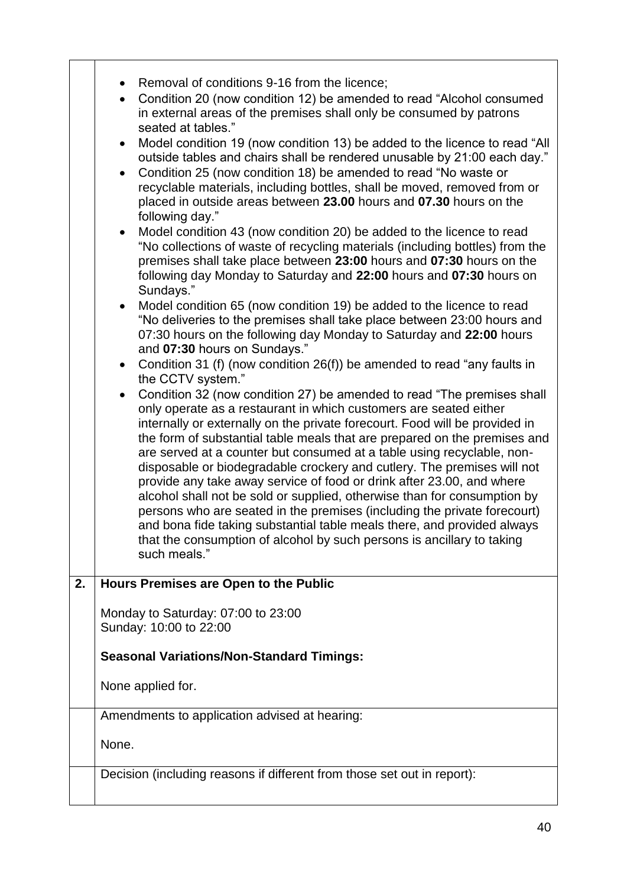| | |
|---|---|
| | - Removal of conditions 9-16 from the licence;<br>- Condition 20 (now condition 12) be amended to read "Alcohol consumed in external areas of the premises shall only be consumed by patrons seated at tables."<br>- Model condition 19 (now condition 13) be added to the licence to read "All outside tables and chairs shall be rendered unusable by 21:00 each day."<br>- Condition 25 (now condition 18) be amended to read "No waste or recyclable materials, including bottles, shall be moved, removed from or placed in outside areas between **23.00** hours and **07.30** hours on the following day."<br>- Model condition 43 (now condition 20) be added to the licence to read "No collections of waste of recycling materials (including bottles) from the premises shall take place between **23:00** hours and **07:30** hours on the following day Monday to Saturday and **22:00** hours and **07:30** hours on Sundays."<br>- Model condition 65 (now condition 19) be added to the licence to read "No deliveries to the premises shall take place between 23:00 hours and 07:30 hours on the following day Monday to Saturday and **22:00** hours and **07:30** hours on Sundays."<br>- Condition 31 (f) (now condition 26(f)) be amended to read "any faults in the CCTV system."<br>- Condition 32 (now condition 27) be amended to read "The premises shall only operate as a restaurant in which customers are seated either internally or externally on the private forecourt. Food will be provided in the form of substantial table meals that are prepared on the premises and are served at a counter but consumed at a table using recyclable, non-disposable or biodegradable crockery and cutlery. The premises will not provide any take away service of food or drink after 23.00, and where alcohol shall not be sold or supplied, otherwise than for consumption by persons who are seated in the premises (including the private forecourt) and bona fide taking substantial table meals there, and provided always that the consumption of alcohol by such persons is ancillary to taking such meals." |
| **2.** | **Hours Premises are Open to the Public**<br><br>Monday to Saturday: 07:00 to 23:00<br>Sunday: 10:00 to 22:00<br><br>**Seasonal Variations/Non-Standard Timings:**<br><br>None applied for. |
| | Amendments to application advised at hearing:<br><br>None. |
| | Decision (including reasons if different from those set out in report): |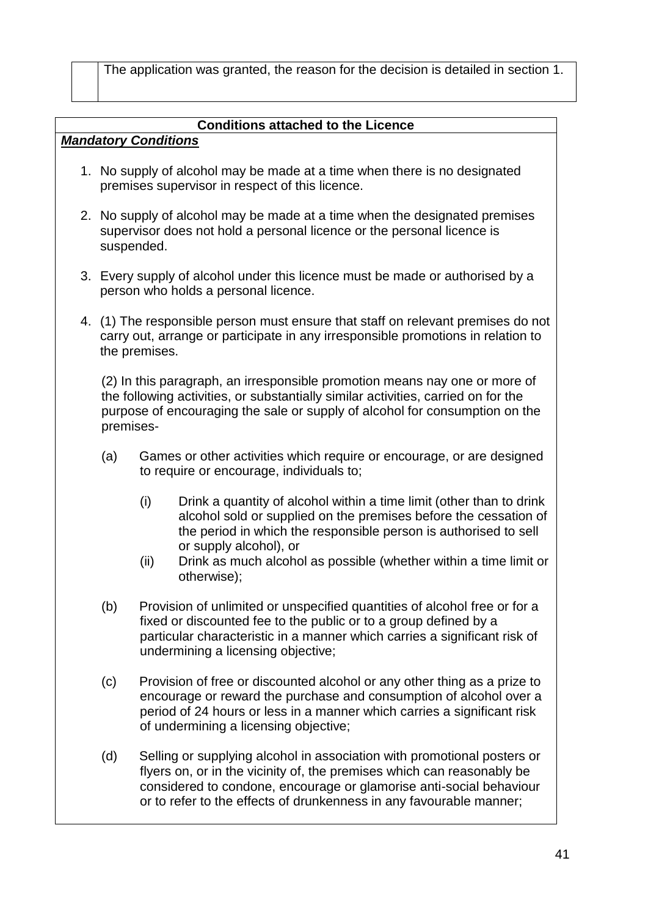| | The application was granted, the reason for the decision is detailed in section 1. |
|---|---|

**Conditions attached to the Licence**

***Mandatory Conditions***

1. No supply of alcohol may be made at a time when there is no designated premises supervisor in respect of this licence.

2. No supply of alcohol may be made at a time when the designated premises supervisor does not hold a personal licence or the personal licence is suspended.

3. Every supply of alcohol under this licence must be made or authorised by a person who holds a personal licence.

4. (1) The responsible person must ensure that staff on relevant premises do not carry out, arrange or participate in any irresponsible promotions in relation to the premises.

   (2) In this paragraph, an irresponsible promotion means nay one or more of the following activities, or substantially similar activities, carried on for the purpose of encouraging the sale or supply of alcohol for consumption on the premises-

   (a) Games or other activities which require or encourage, or are designed to require or encourage, individuals to;

      (i) Drink a quantity of alcohol within a time limit (other than to drink alcohol sold or supplied on the premises before the cessation of the period in which the responsible person is authorised to sell or supply alcohol), or

      (ii) Drink as much alcohol as possible (whether within a time limit or otherwise);

   (b) Provision of unlimited or unspecified quantities of alcohol free or for a fixed or discounted fee to the public or to a group defined by a particular characteristic in a manner which carries a significant risk of undermining a licensing objective;

   (c) Provision of free or discounted alcohol or any other thing as a prize to encourage or reward the purchase and consumption of alcohol over a period of 24 hours or less in a manner which carries a significant risk of undermining a licensing objective;

   (d) Selling or supplying alcohol in association with promotional posters or flyers on, or in the vicinity of, the premises which can reasonably be considered to condone, encourage or glamorise anti-social behaviour or to refer to the effects of drunkenness in any favourable manner;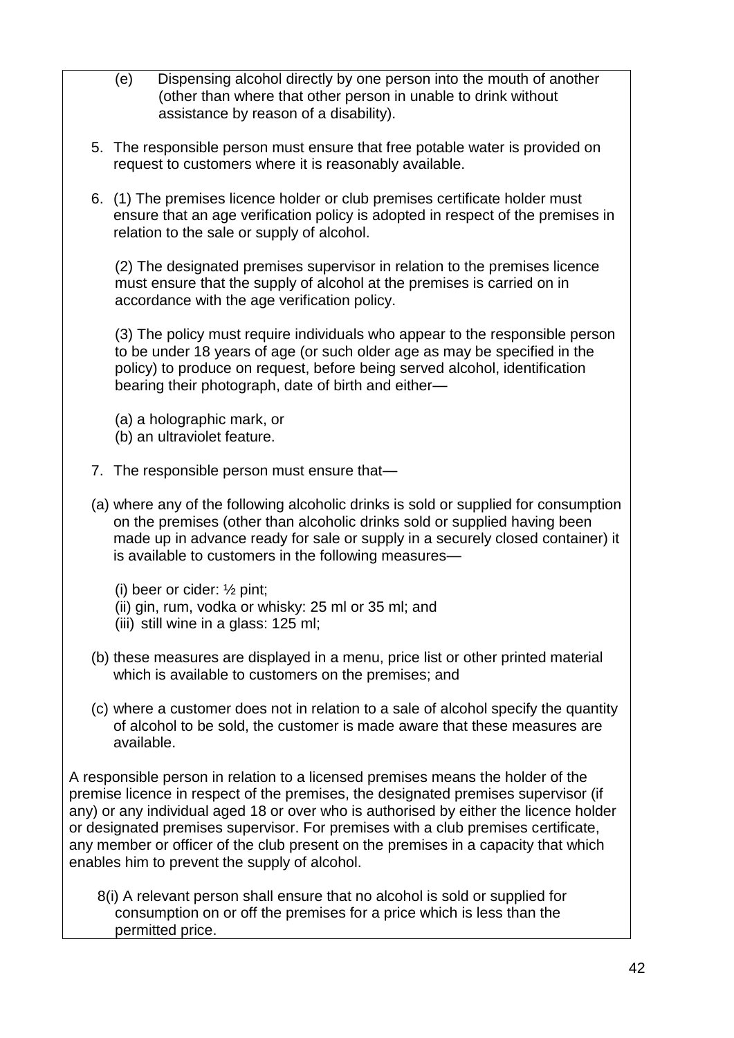(e) Dispensing alcohol directly by one person into the mouth of another (other than where that other person in unable to drink without assistance by reason of a disability).

5. The responsible person must ensure that free potable water is provided on request to customers where it is reasonably available.

6. (1) The premises licence holder or club premises certificate holder must ensure that an age verification policy is adopted in respect of the premises in relation to the sale or supply of alcohol.

   (2) The designated premises supervisor in relation to the premises licence must ensure that the supply of alcohol at the premises is carried on in accordance with the age verification policy.

   (3) The policy must require individuals who appear to the responsible person to be under 18 years of age (or such older age as may be specified in the policy) to produce on request, before being served alcohol, identification bearing their photograph, date of birth and either—

   (a) a holographic mark, or
   (b) an ultraviolet feature.

7. The responsible person must ensure that—

(a) where any of the following alcoholic drinks is sold or supplied for consumption on the premises (other than alcoholic drinks sold or supplied having been made up in advance ready for sale or supply in a securely closed container) it is available to customers in the following measures—

   (i) beer or cider: ½ pint;
   (ii) gin, rum, vodka or whisky: 25 ml or 35 ml; and
   (iii) still wine in a glass: 125 ml;

(b) these measures are displayed in a menu, price list or other printed material which is available to customers on the premises; and

(c) where a customer does not in relation to a sale of alcohol specify the quantity of alcohol to be sold, the customer is made aware that these measures are available.

A responsible person in relation to a licensed premises means the holder of the premise licence in respect of the premises, the designated premises supervisor (if any) or any individual aged 18 or over who is authorised by either the licence holder or designated premises supervisor. For premises with a club premises certificate, any member or officer of the club present on the premises in a capacity that which enables him to prevent the supply of alcohol.

8(i) A relevant person shall ensure that no alcohol is sold or supplied for consumption on or off the premises for a price which is less than the permitted price.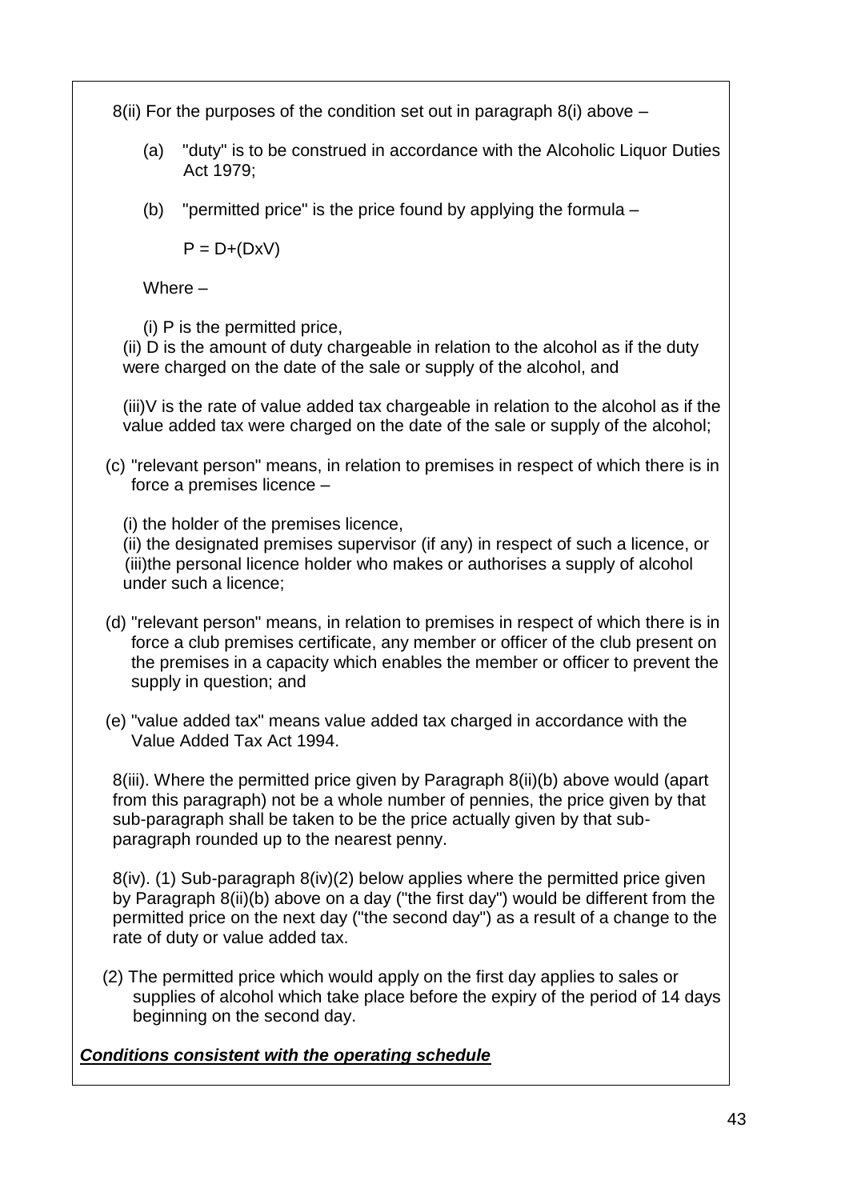8(ii) For the purposes of the condition set out in paragraph 8(i) above –

(a) "duty" is to be construed in accordance with the Alcoholic Liquor Duties Act 1979;

(b) "permitted price" is the price found by applying the formula –

$P = D+(DxV)$

Where –

(i) P is the permitted price,
(ii) D is the amount of duty chargeable in relation to the alcohol as if the duty were charged on the date of the sale or supply of the alcohol, and

(iii)V is the rate of value added tax chargeable in relation to the alcohol as if the value added tax were charged on the date of the sale or supply of the alcohol;

(c) "relevant person" means, in relation to premises in respect of which there is in force a premises licence –

(i) the holder of the premises licence,
(ii) the designated premises supervisor (if any) in respect of such a licence, or
(iii)the personal licence holder who makes or authorises a supply of alcohol under such a licence;

(d) "relevant person" means, in relation to premises in respect of which there is in force a club premises certificate, any member or officer of the club present on the premises in a capacity which enables the member or officer to prevent the supply in question; and

(e) "value added tax" means value added tax charged in accordance with the Value Added Tax Act 1994.

8(iii). Where the permitted price given by Paragraph 8(ii)(b) above would (apart from this paragraph) not be a whole number of pennies, the price given by that sub-paragraph shall be taken to be the price actually given by that sub-paragraph rounded up to the nearest penny.

8(iv). (1) Sub-paragraph 8(iv)(2) below applies where the permitted price given by Paragraph 8(ii)(b) above on a day ("the first day") would be different from the permitted price on the next day ("the second day") as a result of a change to the rate of duty or value added tax.

(2) The permitted price which would apply on the first day applies to sales or supplies of alcohol which take place before the expiry of the period of 14 days beginning on the second day.

***Conditions consistent with the operating schedule***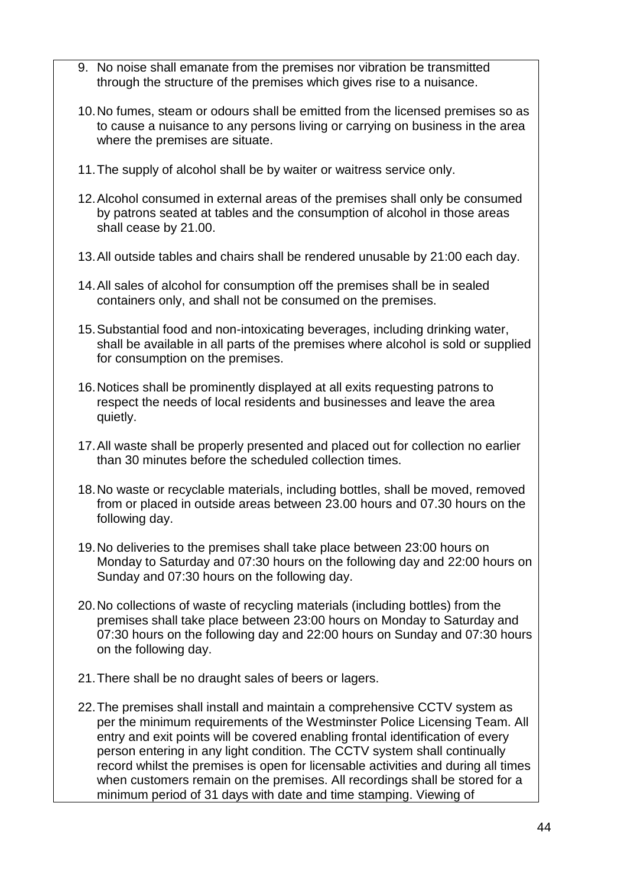9. No noise shall emanate from the premises nor vibration be transmitted through the structure of the premises which gives rise to a nuisance.

10. No fumes, steam or odours shall be emitted from the licensed premises so as to cause a nuisance to any persons living or carrying on business in the area where the premises are situate.

11. The supply of alcohol shall be by waiter or waitress service only.

12. Alcohol consumed in external areas of the premises shall only be consumed by patrons seated at tables and the consumption of alcohol in those areas shall cease by 21.00.

13. All outside tables and chairs shall be rendered unusable by 21:00 each day.

14. All sales of alcohol for consumption off the premises shall be in sealed containers only, and shall not be consumed on the premises.

15. Substantial food and non-intoxicating beverages, including drinking water, shall be available in all parts of the premises where alcohol is sold or supplied for consumption on the premises.

16. Notices shall be prominently displayed at all exits requesting patrons to respect the needs of local residents and businesses and leave the area quietly.

17. All waste shall be properly presented and placed out for collection no earlier than 30 minutes before the scheduled collection times.

18. No waste or recyclable materials, including bottles, shall be moved, removed from or placed in outside areas between 23.00 hours and 07.30 hours on the following day.

19. No deliveries to the premises shall take place between 23:00 hours on Monday to Saturday and 07:30 hours on the following day and 22:00 hours on Sunday and 07:30 hours on the following day.

20. No collections of waste of recycling materials (including bottles) from the premises shall take place between 23:00 hours on Monday to Saturday and 07:30 hours on the following day and 22:00 hours on Sunday and 07:30 hours on the following day.

21. There shall be no draught sales of beers or lagers.

22. The premises shall install and maintain a comprehensive CCTV system as per the minimum requirements of the Westminster Police Licensing Team. All entry and exit points will be covered enabling frontal identification of every person entering in any light condition. The CCTV system shall continually record whilst the premises is open for licensable activities and during all times when customers remain on the premises. All recordings shall be stored for a minimum period of 31 days with date and time stamping. Viewing of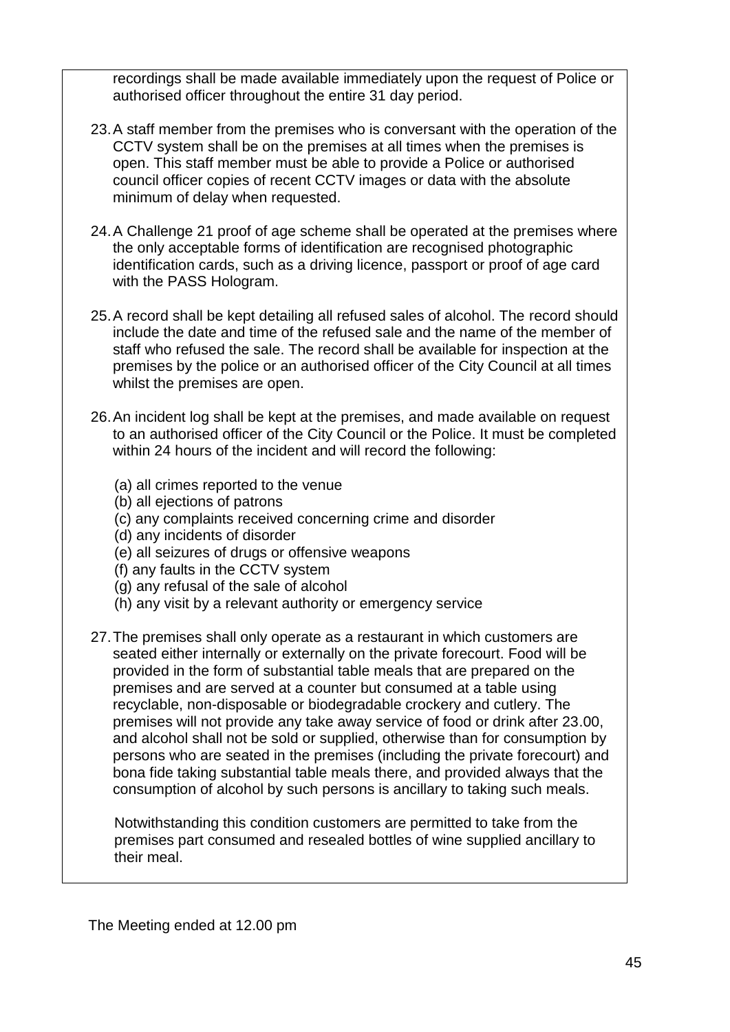recordings shall be made available immediately upon the request of Police or authorised officer throughout the entire 31 day period.

23. A staff member from the premises who is conversant with the operation of the CCTV system shall be on the premises at all times when the premises is open. This staff member must be able to provide a Police or authorised council officer copies of recent CCTV images or data with the absolute minimum of delay when requested.

24. A Challenge 21 proof of age scheme shall be operated at the premises where the only acceptable forms of identification are recognised photographic identification cards, such as a driving licence, passport or proof of age card with the PASS Hologram.

25. A record shall be kept detailing all refused sales of alcohol. The record should include the date and time of the refused sale and the name of the member of staff who refused the sale. The record shall be available for inspection at the premises by the police or an authorised officer of the City Council at all times whilst the premises are open.

26. An incident log shall be kept at the premises, and made available on request to an authorised officer of the City Council or the Police. It must be completed within 24 hours of the incident and will record the following:

    (a) all crimes reported to the venue
    (b) all ejections of patrons
    (c) any complaints received concerning crime and disorder
    (d) any incidents of disorder
    (e) all seizures of drugs or offensive weapons
    (f) any faults in the CCTV system
    (g) any refusal of the sale of alcohol
    (h) any visit by a relevant authority or emergency service

27. The premises shall only operate as a restaurant in which customers are seated either internally or externally on the private forecourt. Food will be provided in the form of substantial table meals that are prepared on the premises and are served at a counter but consumed at a table using recyclable, non-disposable or biodegradable crockery and cutlery. The premises will not provide any take away service of food or drink after 23.00, and alcohol shall not be sold or supplied, otherwise than for consumption by persons who are seated in the premises (including the private forecourt) and bona fide taking substantial table meals there, and provided always that the consumption of alcohol by such persons is ancillary to taking such meals.

    Notwithstanding this condition customers are permitted to take from the premises part consumed and resealed bottles of wine supplied ancillary to their meal.

The Meeting ended at 12.00 pm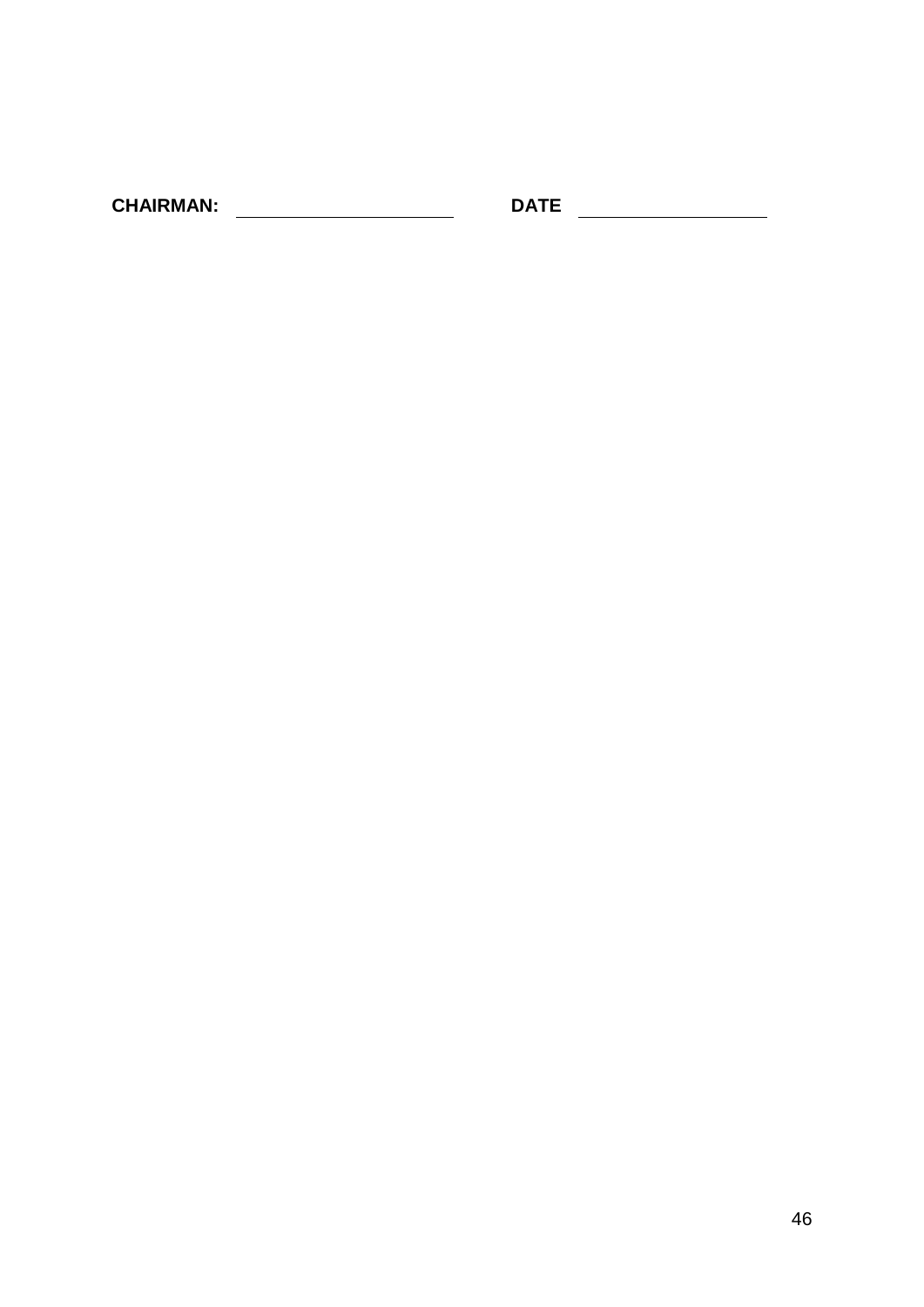**CHAIRMAN:** \_\_\_\_\_\_\_\_\_\_\_\_\_\_\_\_\_\_\_\_\_\_ **DATE** \_\_\_\_\_\_\_\_\_\_\_\_\_\_\_\_\_\_\_\_